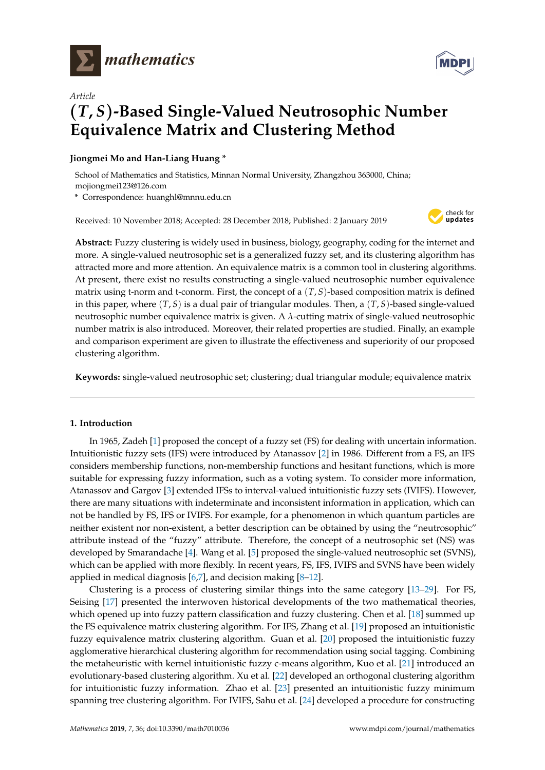*Article*

# $(T, S)$-Based Single-Valued Neutrosophic Number Equivalence Matrix and Clustering Method

**Jiongmei Mo and Han-Liang Huang ***

School of Mathematics and Statistics, Minnan Normal University, Zhangzhou 363000, China; mojiongmei123@126.com

* Correspondence: huanghl@mnnu.edu.cn

Received: 10 November 2018; Accepted: 28 December 2018; Published: 2 January 2019

**Abstract:** Fuzzy clustering is widely used in business, biology, geography, coding for the internet and more. A single-valued neutrosophic set is a generalized fuzzy set, and its clustering algorithm has attracted more and more attention. An equivalence matrix is a common tool in clustering algorithms. At present, there exist no results constructing a single-valued neutrosophic number equivalence matrix using t-norm and t-conorm. First, the concept of a $(T, S)$-based composition matrix is defined in this paper, where $(T, S)$ is a dual pair of triangular modules. Then, a $(T, S)$-based single-valued neutrosophic number equivalence matrix is given. A $\lambda$-cutting matrix of single-valued neutrosophic number matrix is also introduced. Moreover, their related properties are studied. Finally, an example and comparison experiment are given to illustrate the effectiveness and superiority of our proposed clustering algorithm.

**Keywords:** single-valued neutrosophic set; clustering; dual triangular module; equivalence matrix

## 1. Introduction

In 1965, Zadeh [1] proposed the concept of a fuzzy set (FS) for dealing with uncertain information. Intuitionistic fuzzy sets (IFS) were introduced by Atanassov [2] in 1986. Different from a FS, an IFS considers membership functions, non-membership functions and hesitant functions, which is more suitable for expressing fuzzy information, such as a voting system. To consider more information, Atanassov and Gargov [3] extended IFSs to interval-valued intuitionistic fuzzy sets (IVIFS). However, there are many situations with indeterminate and inconsistent information in application, which can not be handled by FS, IFS or IVIFS. For example, for a phenomenon in which quantum particles are neither existent nor non-existent, a better description can be obtained by using the "neutrosophic" attribute instead of the "fuzzy" attribute. Therefore, the concept of a neutrosophic set (NS) was developed by Smarandache [4]. Wang et al. [5] proposed the single-valued neutrosophic set (SVNS), which can be applied with more flexibly. In recent years, FS, IFS, IVIFS and SVNS have been widely applied in medical diagnosis [6,7], and decision making [8–12].

Clustering is a process of clustering similar things into the same category [13–29]. For FS, Seising [17] presented the interwoven historical developments of the two mathematical theories, which opened up into fuzzy pattern classification and fuzzy clustering. Chen et al. [18] summed up the FS equivalence matrix clustering algorithm. For IFS, Zhang et al. [19] proposed an intuitionistic fuzzy equivalence matrix clustering algorithm. Guan et al. [20] proposed the intuitionistic fuzzy agglomerative hierarchical clustering algorithm for recommendation using social tagging. Combining the metaheuristic with kernel intuitionistic fuzzy c-means algorithm, Kuo et al. [21] introduced an evolutionary-based clustering algorithm. Xu et al. [22] developed an orthogonal clustering algorithm for intuitionistic fuzzy information. Zhao et al. [23] presented an intuitionistic fuzzy minimum spanning tree clustering algorithm. For IVIFS, Sahu et al. [24] developed a procedure for constructing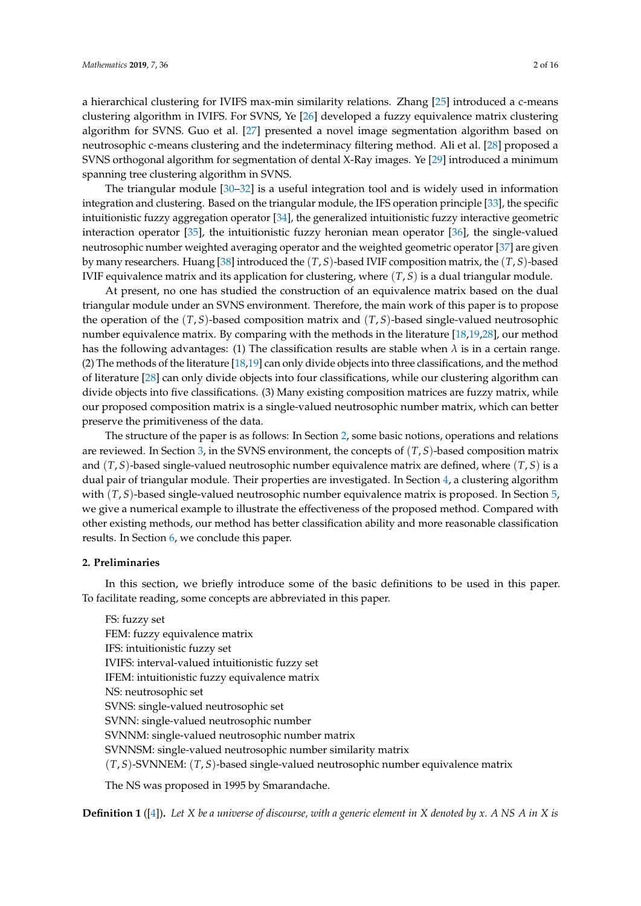a hierarchical clustering for IVIFS max-min similarity relations. Zhang [25] introduced a c-means clustering algorithm in IVIFS. For SVNS, Ye [26] developed a fuzzy equivalence matrix clustering algorithm for SVNS. Guo et al. [27] presented a novel image segmentation algorithm based on neutrosophic c-means clustering and the indeterminacy filtering method. Ali et al. [28] proposed a SVNS orthogonal algorithm for segmentation of dental X-Ray images. Ye [29] introduced a minimum spanning tree clustering algorithm in SVNS.

The triangular module [30–32] is a useful integration tool and is widely used in information integration and clustering. Based on the triangular module, the IFS operation principle [33], the specific intuitionistic fuzzy aggregation operator [34], the generalized intuitionistic fuzzy interactive geometric interaction operator [35], the intuitionistic fuzzy heronian mean operator [36], the single-valued neutrosophic number weighted averaging operator and the weighted geometric operator [37] are given by many researchers. Huang [38] introduced the $(T,S)$-based IVIF composition matrix, the $(T,S)$-based IVIF equivalence matrix and its application for clustering, where $(T,S)$ is a dual triangular module.

At present, no one has studied the construction of an equivalence matrix based on the dual triangular module under an SVNS environment. Therefore, the main work of this paper is to propose the operation of the $(T,S)$-based composition matrix and $(T,S)$-based single-valued neutrosophic number equivalence matrix. By comparing with the methods in the literature [18,19,28], our method has the following advantages: (1) The classification results are stable when $\lambda$ is in a certain range. (2) The methods of the literature [18,19] can only divide objects into three classifications, and the method of literature [28] can only divide objects into four classifications, while our clustering algorithm can divide objects into five classifications. (3) Many existing composition matrices are fuzzy matrix, while our proposed composition matrix is a single-valued neutrosophic number matrix, which can better preserve the primitiveness of the data.

The structure of the paper is as follows: In Section 2, some basic notions, operations and relations are reviewed. In Section 3, in the SVNS environment, the concepts of $(T,S)$-based composition matrix and $(T,S)$-based single-valued neutrosophic number equivalence matrix are defined, where $(T,S)$ is a dual pair of triangular module. Their properties are investigated. In Section 4, a clustering algorithm with $(T,S)$-based single-valued neutrosophic number equivalence matrix is proposed. In Section 5, we give a numerical example to illustrate the effectiveness of the proposed method. Compared with other existing methods, our method has better classification ability and more reasonable classification results. In Section 6, we conclude this paper.

## 2. Preliminaries

In this section, we briefly introduce some of the basic definitions to be used in this paper. To facilitate reading, some concepts are abbreviated in this paper.

FS: fuzzy set
FEM: fuzzy equivalence matrix
IFS: intuitionistic fuzzy set
IVIFS: interval-valued intuitionistic fuzzy set
IFEM: intuitionistic fuzzy equivalence matrix
NS: neutrosophic set
SVNS: single-valued neutrosophic set
SVNN: single-valued neutrosophic number
SVNNM: single-valued neutrosophic number matrix
SVNNSM: single-valued neutrosophic number similarity matrix
$(T,S)$-SVNNEM: $(T,S)$-based single-valued neutrosophic number equivalence matrix

The NS was proposed in 1995 by Smarandache.

**Definition 1** ([4])**.** *Let $X$ be a universe of discourse, with a generic element in $X$ denoted by $x$. A NS $A$ in $X$ is*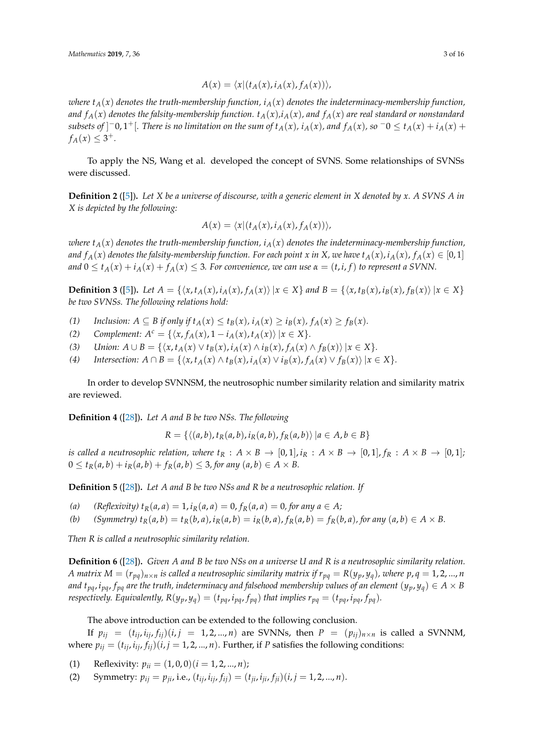$$A(x) = \langle x | (t_A(x), i_A(x), f_A(x)) \rangle,$$

*where $t_A(x)$ denotes the truth-membership function, $i_A(x)$ denotes the indeterminacy-membership function, and $f_A(x)$ denotes the falsity-membership function. $t_A(x)$, $i_A(x)$, and $f_A(x)$ are real standard or nonstandard subsets of $]^-0, 1^+[$. There is no limitation on the sum of $t_A(x)$, $i_A(x)$, and $f_A(x)$, so $^-0 \le t_A(x) + i_A(x) + f_A(x) \le 3^+$.*

To apply the NS, Wang et al. developed the concept of SVNS. Some relationships of SVNSs were discussed.

**Definition 2** ([5]). *Let X be a universe of discourse, with a generic element in X denoted by x. A SVNS A in X is depicted by the following:*

$$A(x) = \langle x | (t_A(x), i_A(x), f_A(x)) \rangle,$$

*where $t_A(x)$ denotes the truth-membership function, $i_A(x)$ denotes the indeterminacy-membership function, and $f_A(x)$ denotes the falsity-membership function. For each point x in X, we have $t_A(x), i_A(x), f_A(x) \in [0, 1]$ and $0 \le t_A(x) + i_A(x) + f_A(x) \le 3$. For convenience, we can use $\alpha = (t, i, f)$ to represent a SVNN.*

**Definition 3** ([5]). *Let $A = \{\langle x, t_A(x), i_A(x), f_A(x) \rangle | x \in X\}$ and $B = \{\langle x, t_B(x), i_B(x), f_B(x) \rangle | x \in X\}$ be two SVNSs. The following relations hold:*

*(1) Inclusion: $A \subseteq B$ if only if $t_A(x) \le t_B(x)$, $i_A(x) \ge i_B(x)$, $f_A(x) \ge f_B(x)$.*
*(2) Complement: $A^c = \{\langle x, f_A(x), 1 - i_A(x), t_A(x) \rangle | x \in X\}$.*
*(3) Union: $A \cup B = \{\langle x, t_A(x) \vee t_B(x), i_A(x) \wedge i_B(x), f_A(x) \wedge f_B(x) \rangle | x \in X\}$.*
*(4) Intersection: $A \cap B = \{\langle x, t_A(x) \wedge t_B(x), i_A(x) \vee i_B(x), f_A(x) \vee f_B(x) \rangle | x \in X\}$.*

In order to develop SVNNSM, the neutrosophic number similarity relation and similarity matrix are reviewed.

**Definition 4** ([28]). *Let A and B be two NSs. The following*

$$R = \{\langle (a, b), t_R(a, b), i_R(a, b), f_R(a, b) \rangle | a \in A, b \in B\}$$

*is called a neutrosophic relation, where $t_R : A \times B \to [0, 1]$, $i_R : A \times B \to [0, 1]$, $f_R : A \times B \to [0, 1]$; $0 \le t_R(a, b) + i_R(a, b) + f_R(a, b) \le 3$, for any $(a, b) \in A \times B$.*

**Definition 5** ([28]). *Let A and B be two NSs and R be a neutrosophic relation. If*

*(a) (Reflexivity) $t_R(a, a) = 1$, $i_R(a, a) = 0$, $f_R(a, a) = 0$, for any $a \in A$;*
*(b) (Symmetry) $t_R(a, b) = t_R(b, a)$, $i_R(a, b) = i_R(b, a)$, $f_R(a, b) = f_R(b, a)$, for any $(a, b) \in A \times B$.*

*Then R is called a neutrosophic similarity relation.*

**Definition 6** ([28]). *Given A and B be two NSs on a universe U and R is a neutrosophic similarity relation. A matrix $M = (r_{pq})_{n \times n}$ is called a neutrosophic similarity matrix if $r_{pq} = R(y_p, y_q)$, where $p, q = 1, 2, ..., n$ and $t_{pq}, i_{pq}, f_{pq}$ are the truth, indeterminacy and falsehood membership values of an element $(y_p, y_q) \in A \times B$ respectively. Equivalently, $R(y_p, y_q) = (t_{pq}, i_{pq}, f_{pq})$ that implies $r_{pq} = (t_{pq}, i_{pq}, f_{pq})$.*

The above introduction can be extended to the following conclusion.

If $p_{ij} = (t_{ij}, i_{ij}, f_{ij})(i, j = 1, 2, ..., n)$ are SVNNs, then $P = (p_{ij})_{n \times n}$ is called a SVNNM, where $p_{ij} = (t_{ij}, i_{ij}, f_{ij})(i, j = 1, 2, ..., n)$. Further, if $P$ satisfies the following conditions:

(1) Reflexivity: $p_{ii} = (1, 0, 0)(i = 1, 2, ..., n)$;
(2) Symmetry: $p_{ij} = p_{ji}$, i.e., $(t_{ij}, i_{ij}, f_{ij}) = (t_{ji}, i_{ji}, f_{ji})(i, j = 1, 2, ..., n)$.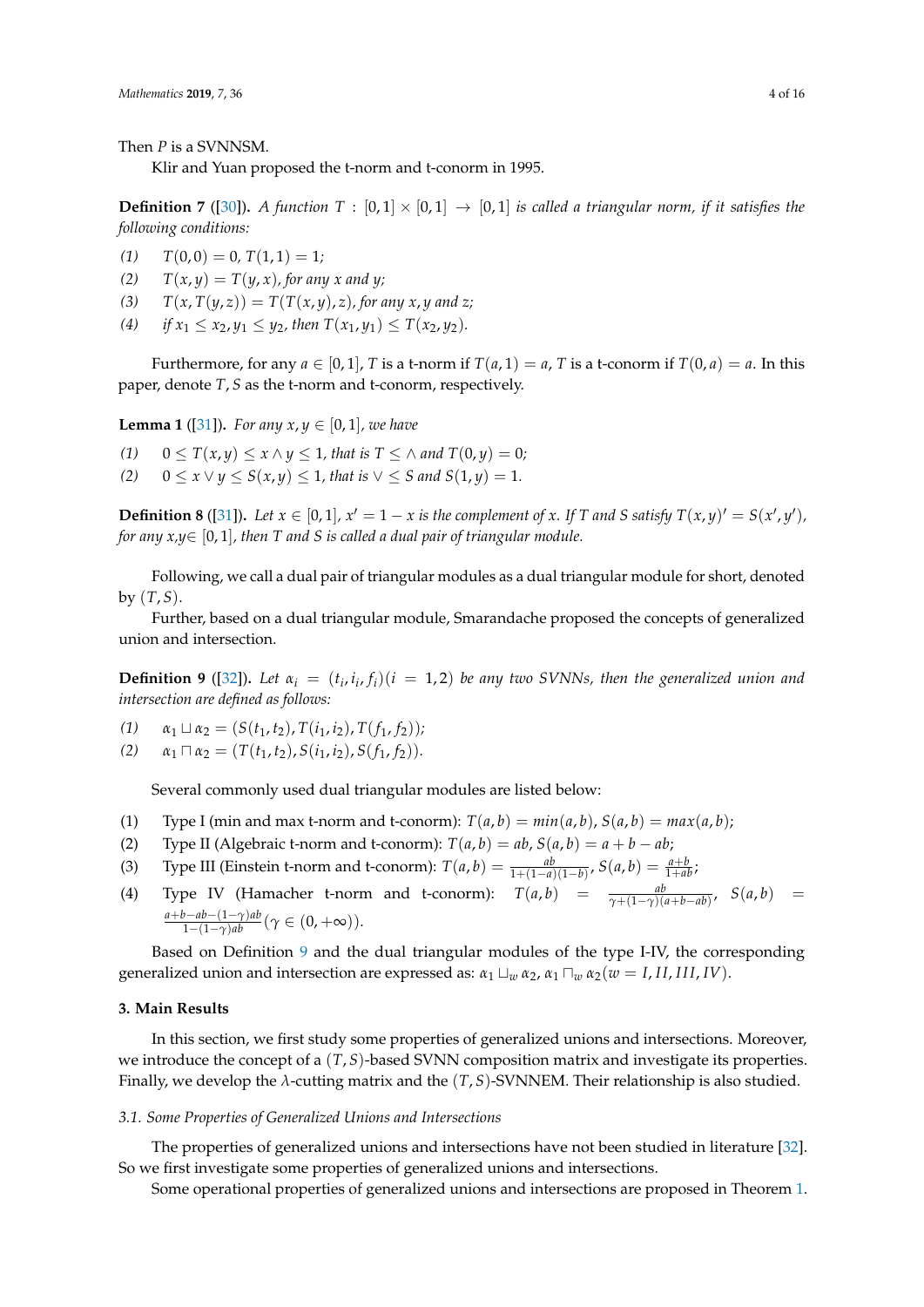Then $P$ is a SVNNSM.

Klir and Yuan proposed the t-norm and t-conorm in 1995.

**Definition 7** ([30]). *A function $T : [0,1] \times [0,1] \to [0,1]$ is called a triangular norm, if it satisfies the following conditions:*

*(1)* $T(0,0) = 0$, $T(1,1) = 1$;
*(2)* $T(x,y) = T(y,x)$, *for any $x$ and $y$;*
*(3)* $T(x, T(y,z)) = T(T(x,y), z)$, *for any $x, y$ and $z$;*
*(4)* *if $x_1 \le x_2, y_1 \le y_2$, then $T(x_1, y_1) \le T(x_2, y_2)$.*

Furthermore, for any $a \in [0,1]$, $T$ is a t-norm if $T(a,1) = a$, $T$ is a t-conorm if $T(0,a) = a$. In this paper, denote $T, S$ as the t-norm and t-conorm, respectively.

**Lemma 1** ([31]). *For any $x, y \in [0,1]$, we have*

*(1)* $0 \le T(x,y) \le x \wedge y \le 1$, *that is $T \le \wedge$ and $T(0,y) = 0$;*
*(2)* $0 \le x \vee y \le S(x,y) \le 1$, *that is $\vee \le S$ and $S(1,y) = 1$.*

**Definition 8** ([31]). *Let $x \in [0,1]$, $x' = 1 - x$ is the complement of $x$. If $T$ and $S$ satisfy $T(x,y)' = S(x', y')$, for any $x,y \in [0,1]$, then $T$ and $S$ is called a dual pair of triangular module.*

Following, we call a dual pair of triangular modules as a dual triangular module for short, denoted by $(T, S)$.

Further, based on a dual triangular module, Smarandache proposed the concepts of generalized union and intersection.

**Definition 9** ([32]). *Let $\alpha_i = (t_i, i_i, f_i) (i = 1, 2)$ be any two SVNNs, then the generalized union and intersection are defined as follows:*

*(1)* $\alpha_1 \sqcup \alpha_2 = (S(t_1, t_2), T(i_1, i_2), T(f_1, f_2))$;
*(2)* $\alpha_1 \sqcap \alpha_2 = (T(t_1, t_2), S(i_1, i_2), S(f_1, f_2))$.

Several commonly used dual triangular modules are listed below:

(1) Type I (min and max t-norm and t-conorm): $T(a,b) = min(a,b)$, $S(a,b) = max(a,b)$;
(2) Type II (Algebraic t-norm and t-conorm): $T(a,b) = ab$, $S(a,b) = a + b - ab$;
(3) Type III (Einstein t-norm and t-conorm): $T(a,b) = \frac{ab}{1+(1-a)(1-b)}$, $S(a,b) = \frac{a+b}{1+ab}$;
(4) Type IV (Hamacher t-norm and t-conorm): $T(a,b) = \frac{ab}{\gamma+(1-\gamma)(a+b-ab)}$, $S(a,b) = \frac{a+b-ab-(1-\gamma)ab}{1-(1-\gamma)ab} (\gamma \in (0, +\infty))$.

Based on Definition 9 and the dual triangular modules of the type I-IV, the corresponding generalized union and intersection are expressed as: $\alpha_1 \sqcup_w \alpha_2$, $\alpha_1 \sqcap_w \alpha_2 (w = I, II, III, IV)$.

## 3. Main Results

In this section, we first study some properties of generalized unions and intersections. Moreover, we introduce the concept of a $(T, S)$-based SVNN composition matrix and investigate its properties. Finally, we develop the $\lambda$-cutting matrix and the $(T, S)$-SVNNEM. Their relationship is also studied.

### 3.1. Some Properties of Generalized Unions and Intersections

The properties of generalized unions and intersections have not been studied in literature [32]. So we first investigate some properties of generalized unions and intersections.

Some operational properties of generalized unions and intersections are proposed in Theorem 1.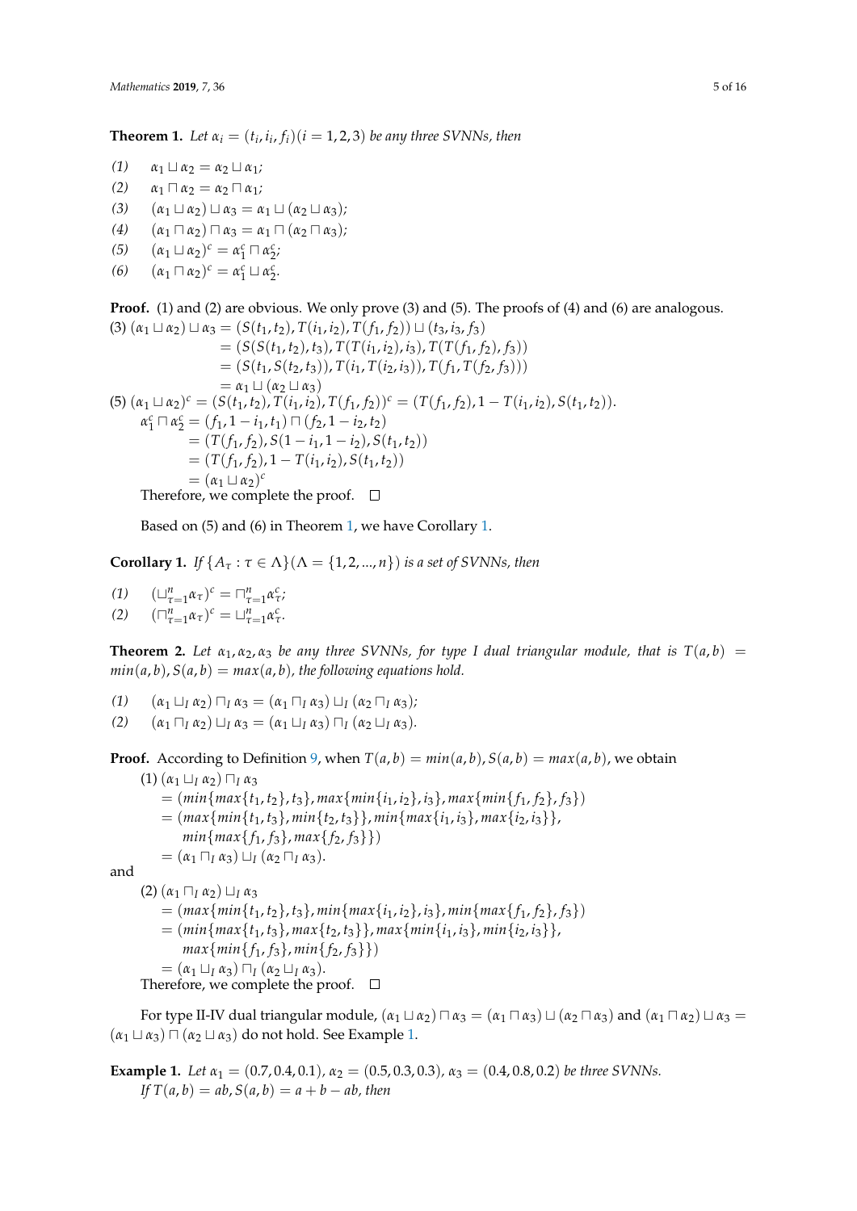**Theorem 1.** *Let $\alpha_i = (t_i, i_i, f_i) (i = 1, 2, 3)$ be any three SVNNs, then*

*(1)* $\alpha_1 \sqcup \alpha_2 = \alpha_2 \sqcup \alpha_1$;

*(2)* $\alpha_1 \sqcap \alpha_2 = \alpha_2 \sqcap \alpha_1$;

*(3)* $(\alpha_1 \sqcup \alpha_2) \sqcup \alpha_3 = \alpha_1 \sqcup (\alpha_2 \sqcup \alpha_3)$;

*(4)* $(\alpha_1 \sqcap \alpha_2) \sqcap \alpha_3 = \alpha_1 \sqcap (\alpha_2 \sqcap \alpha_3)$;

*(5)* $(\alpha_1 \sqcup \alpha_2)^c = \alpha_1^c \sqcap \alpha_2^c$;

*(6)* $(\alpha_1 \sqcap \alpha_2)^c = \alpha_1^c \sqcup \alpha_2^c$.

**Proof.** (1) and (2) are obvious. We only prove (3) and (5). The proofs of (4) and (6) are analogous.

(3)
$$
\begin{aligned}
(\alpha_1 \sqcup \alpha_2) \sqcup \alpha_3 &= (S(t_1, t_2), T(i_1, i_2), T(f_1, f_2)) \sqcup (t_3, i_3, f_3) \\
&= (S(S(t_1, t_2), t_3), T(T(i_1, i_2), i_3), T(T(f_1, f_2), f_3)) \\
&= (S(t_1, S(t_2, t_3)), T(i_1, T(i_2, i_3)), T(f_1, T(f_2, f_3))) \\
&= \alpha_1 \sqcup (\alpha_2 \sqcup \alpha_3)
\end{aligned}
$$

(5) $(\alpha_1 \sqcup \alpha_2)^c = (S(t_1, t_2), T(i_1, i_2), T(f_1, f_2))^c = (T(f_1, f_2), 1 - T(i_1, i_2), S(t_1, t_2))$.

$$
\begin{aligned}
\alpha_1^c \sqcap \alpha_2^c &= (f_1, 1 - i_1, t_1) \sqcap (f_2, 1 - i_2, t_2) \\
&= (T(f_1, f_2), S(1 - i_1, 1 - i_2), S(t_1, t_2)) \\
&= (T(f_1, f_2), 1 - T(i_1, i_2), S(t_1, t_2)) \\
&= (\alpha_1 \sqcup \alpha_2)^c
\end{aligned}
$$

Therefore, we complete the proof. □

Based on (5) and (6) in Theorem 1, we have Corollary 1.

**Corollary 1.** *If $\{A_\tau : \tau \in \Lambda\} (\Lambda = \{1, 2, ..., n\})$ is a set of SVNNs, then*

*(1)* $(\sqcup_{\tau=1}^{n} \alpha_\tau)^c = \sqcap_{\tau=1}^{n} \alpha_\tau^c$;

*(2)* $(\sqcap_{\tau=1}^{n} \alpha_\tau)^c = \sqcup_{\tau=1}^{n} \alpha_\tau^c$.

**Theorem 2.** *Let $\alpha_1, \alpha_2, \alpha_3$ be any three SVNNs, for type I dual triangular module, that is $T(a, b) = min(a, b)$, $S(a, b) = max(a, b)$, the following equations hold.*

*(1)* $(\alpha_1 \sqcup_I \alpha_2) \sqcap_I \alpha_3 = (\alpha_1 \sqcap_I \alpha_3) \sqcup_I (\alpha_2 \sqcap_I \alpha_3)$;

*(2)* $(\alpha_1 \sqcap_I \alpha_2) \sqcup_I \alpha_3 = (\alpha_1 \sqcup_I \alpha_3) \sqcap_I (\alpha_2 \sqcup_I \alpha_3)$.

**Proof.** According to Definition 9, when $T(a, b) = min(a, b)$, $S(a, b) = max(a, b)$, we obtain

(1)
$$
\begin{aligned}
&(\alpha_1 \sqcup_I \alpha_2) \sqcap_I \alpha_3 \\
&= (min\{max\{t_1, t_2\}, t_3\}, max\{min\{i_1, i_2\}, i_3\}, max\{min\{f_1, f_2\}, f_3\}) \\
&= (max\{min\{t_1, t_3\}, min\{t_2, t_3\}\}, min\{max\{i_1, i_3\}, max\{i_2, i_3\}\}, \\
&\quad min\{max\{f_1, f_3\}, max\{f_2, f_3\}\}) \\
&= (\alpha_1 \sqcap_I \alpha_3) \sqcup_I (\alpha_2 \sqcap_I \alpha_3).
\end{aligned}
$$

and

(2)
$$
\begin{aligned}
&(\alpha_1 \sqcap_I \alpha_2) \sqcup_I \alpha_3 \\
&= (max\{min\{t_1, t_2\}, t_3\}, min\{max\{i_1, i_2\}, i_3\}, min\{max\{f_1, f_2\}, f_3\}) \\
&= (min\{max\{t_1, t_3\}, max\{t_2, t_3\}\}, max\{min\{i_1, i_3\}, min\{i_2, i_3\}\}, \\
&\quad max\{min\{f_1, f_3\}, min\{f_2, f_3\}\}) \\
&= (\alpha_1 \sqcup_I \alpha_3) \sqcap_I (\alpha_2 \sqcup_I \alpha_3).
\end{aligned}
$$

Therefore, we complete the proof. □

For type II-IV dual triangular module, $(\alpha_1 \sqcup \alpha_2) \sqcap \alpha_3 = (\alpha_1 \sqcap \alpha_3) \sqcup (\alpha_2 \sqcap \alpha_3)$ and $(\alpha_1 \sqcap \alpha_2) \sqcup \alpha_3 = (\alpha_1 \sqcup \alpha_3) \sqcap (\alpha_2 \sqcup \alpha_3)$ do not hold. See Example 1.

**Example 1.** *Let $\alpha_1 = (0.7, 0.4, 0.1)$, $\alpha_2 = (0.5, 0.3, 0.3)$, $\alpha_3 = (0.4, 0.8, 0.2)$ be three SVNNs.*
*If $T(a, b) = ab$, $S(a, b) = a + b - ab$, then*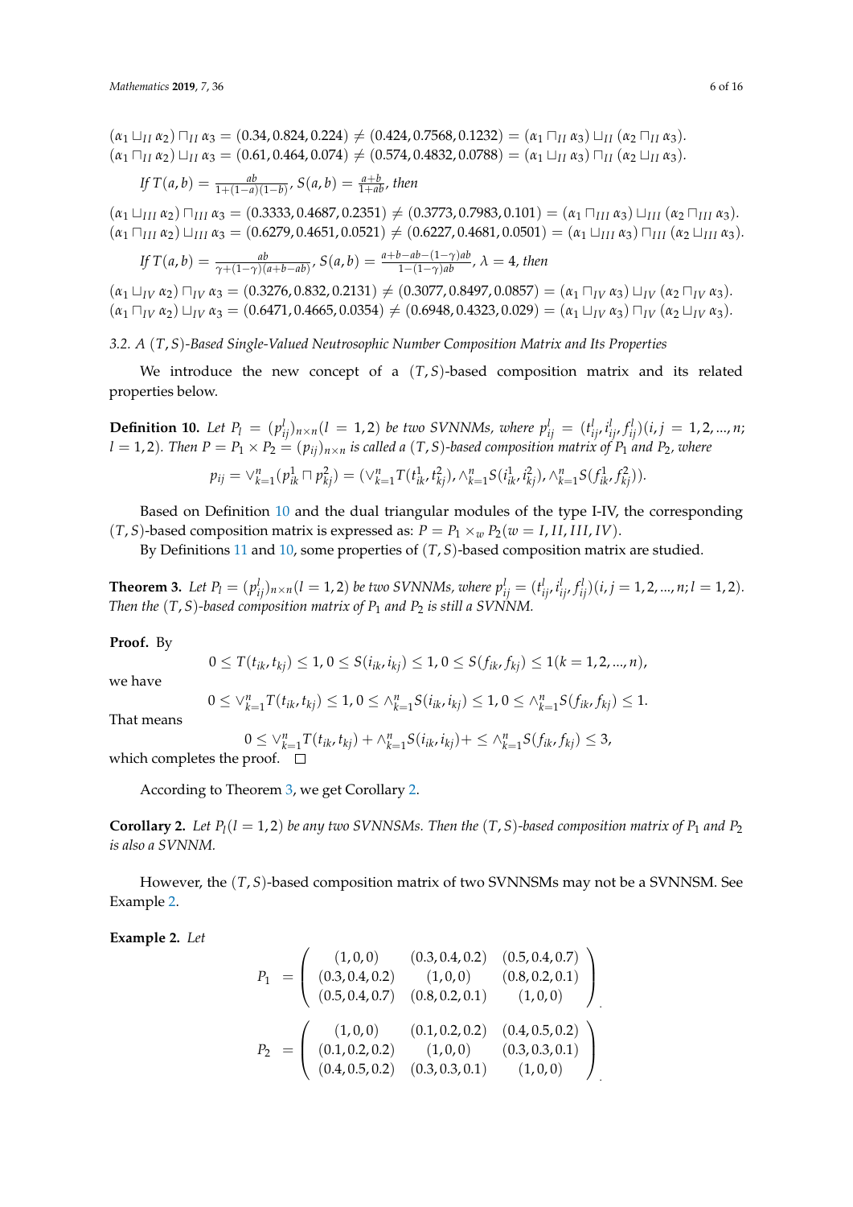$(\alpha_1 \sqcup_{II} \alpha_2) \sqcap_{II} \alpha_3 = (0.34, 0.824, 0.224) \neq (0.424, 0.7568, 0.1232) = (\alpha_1 \sqcap_{II} \alpha_3) \sqcup_{II} (\alpha_2 \sqcap_{II} \alpha_3)$.
$(\alpha_1 \sqcap_{II} \alpha_2) \sqcup_{II} \alpha_3 = (0.61, 0.464, 0.074) \neq (0.574, 0.4832, 0.0788) = (\alpha_1 \sqcup_{II} \alpha_3) \sqcap_{II} (\alpha_2 \sqcup_{II} \alpha_3)$.

*If* $T(a,b) = \frac{ab}{1+(1-a)(1-b)}$, $S(a,b) = \frac{a+b}{1+ab}$, *then*

$(\alpha_1 \sqcup_{III} \alpha_2) \sqcap_{III} \alpha_3 = (0.3333, 0.4687, 0.2351) \neq (0.3773, 0.7983, 0.101) = (\alpha_1 \sqcap_{III} \alpha_3) \sqcup_{III} (\alpha_2 \sqcap_{III} \alpha_3)$.
$(\alpha_1 \sqcap_{III} \alpha_2) \sqcup_{III} \alpha_3 = (0.6279, 0.4651, 0.0521) \neq (0.6227, 0.4681, 0.0501) = (\alpha_1 \sqcup_{III} \alpha_3) \sqcap_{III} (\alpha_2 \sqcup_{III} \alpha_3)$.

*If* $T(a,b) = \frac{ab}{\gamma+(1-\gamma)(a+b-ab)}$, $S(a,b) = \frac{a+b-ab-(1-\gamma)ab}{1-(1-\gamma)ab}$, $\lambda = 4$, *then*

$(\alpha_1 \sqcup_{IV} \alpha_2) \sqcap_{IV} \alpha_3 = (0.3276, 0.832, 0.2131) \neq (0.3077, 0.8497, 0.0857) = (\alpha_1 \sqcap_{IV} \alpha_3) \sqcup_{IV} (\alpha_2 \sqcap_{IV} \alpha_3)$.
$(\alpha_1 \sqcap_{IV} \alpha_2) \sqcup_{IV} \alpha_3 = (0.6471, 0.4665, 0.0354) \neq (0.6948, 0.4323, 0.029) = (\alpha_1 \sqcup_{IV} \alpha_3) \sqcap_{IV} (\alpha_2 \sqcup_{IV} \alpha_3)$.

### 3.2. A $(T,S)$-Based Single-Valued Neutrosophic Number Composition Matrix and Its Properties

We introduce the new concept of a $(T,S)$-based composition matrix and its related properties below.

**Definition 10.** *Let $P_l = (p^l_{ij})_{n\times n} (l = 1,2)$ be two SVNNMs, where $p^l_{ij} = (t^l_{ij}, i^l_{ij}, f^l_{ij})(i,j = 1,2,...,n;$ $l = 1,2)$. Then $P = P_1 \times P_2 = (p_{ij})_{n\times n}$ is called a $(T,S)$-based composition matrix of $P_1$ and $P_2$, where*

$$p_{ij} = \vee^n_{k=1}(p^1_{ik} \sqcap p^2_{kj}) = (\vee^n_{k=1} T(t^1_{ik}, t^2_{kj}), \wedge^n_{k=1} S(i^1_{ik}, i^2_{kj}), \wedge^n_{k=1} S(f^1_{ik}, f^2_{kj})).$$

Based on Definition 10 and the dual triangular modules of the type I-IV, the corresponding $(T,S)$-based composition matrix is expressed as: $P = P_1 \times_w P_2 (w = I, II, III, IV)$.

By Definitions 11 and 10, some properties of $(T,S)$-based composition matrix are studied.

**Theorem 3.** *Let $P_l = (p^l_{ij})_{n\times n} (l = 1,2)$ be two SVNNMs, where $p^l_{ij} = (t^l_{ij}, i^l_{ij}, f^l_{ij})(i,j = 1,2,...,n; l = 1,2)$. Then the $(T,S)$-based composition matrix of $P_1$ and $P_2$ is still a SVNNM.*

**Proof.** By

$$0 \leq T(t_{ik}, t_{kj}) \leq 1, 0 \leq S(i_{ik}, i_{kj}) \leq 1, 0 \leq S(f_{ik}, f_{kj}) \leq 1 (k = 1,2,...,n),$$

we have

$$0 \leq \vee^n_{k=1} T(t_{ik}, t_{kj}) \leq 1, 0 \leq \wedge^n_{k=1} S(i_{ik}, i_{kj}) \leq 1, 0 \leq \wedge^n_{k=1} S(f_{ik}, f_{kj}) \leq 1.$$

That means

$$0 \leq \vee^n_{k=1} T(t_{ik}, t_{kj}) + \wedge^n_{k=1} S(i_{ik}, i_{kj}) + \leq \wedge^n_{k=1} S(f_{ik}, f_{kj}) \leq 3,$$

which completes the proof. □

According to Theorem 3, we get Corollary 2.

**Corollary 2.** *Let $P_l (l = 1,2)$ be any two SVNNSMs. Then the $(T,S)$-based composition matrix of $P_1$ and $P_2$ is also a SVNNM.*

However, the $(T,S)$-based composition matrix of two SVNNSMs may not be a SVNNSM. See Example 2.

**Example 2.** *Let*

$$P_1 = \begin{pmatrix} (1,0,0) & (0.3,0.4,0.2) & (0.5,0.4,0.7) \\ (0.3,0.4,0.2) & (1,0,0) & (0.8,0.2,0.1) \\ (0.5,0.4,0.7) & (0.8,0.2,0.1) & (1,0,0) \end{pmatrix}.$$

$$P_2 = \begin{pmatrix} (1,0,0) & (0.1,0.2,0.2) & (0.4,0.5,0.2) \\ (0.1,0.2,0.2) & (1,0,0) & (0.3,0.3,0.1) \\ (0.4,0.5,0.2) & (0.3,0.3,0.1) & (1,0,0) \end{pmatrix}.$$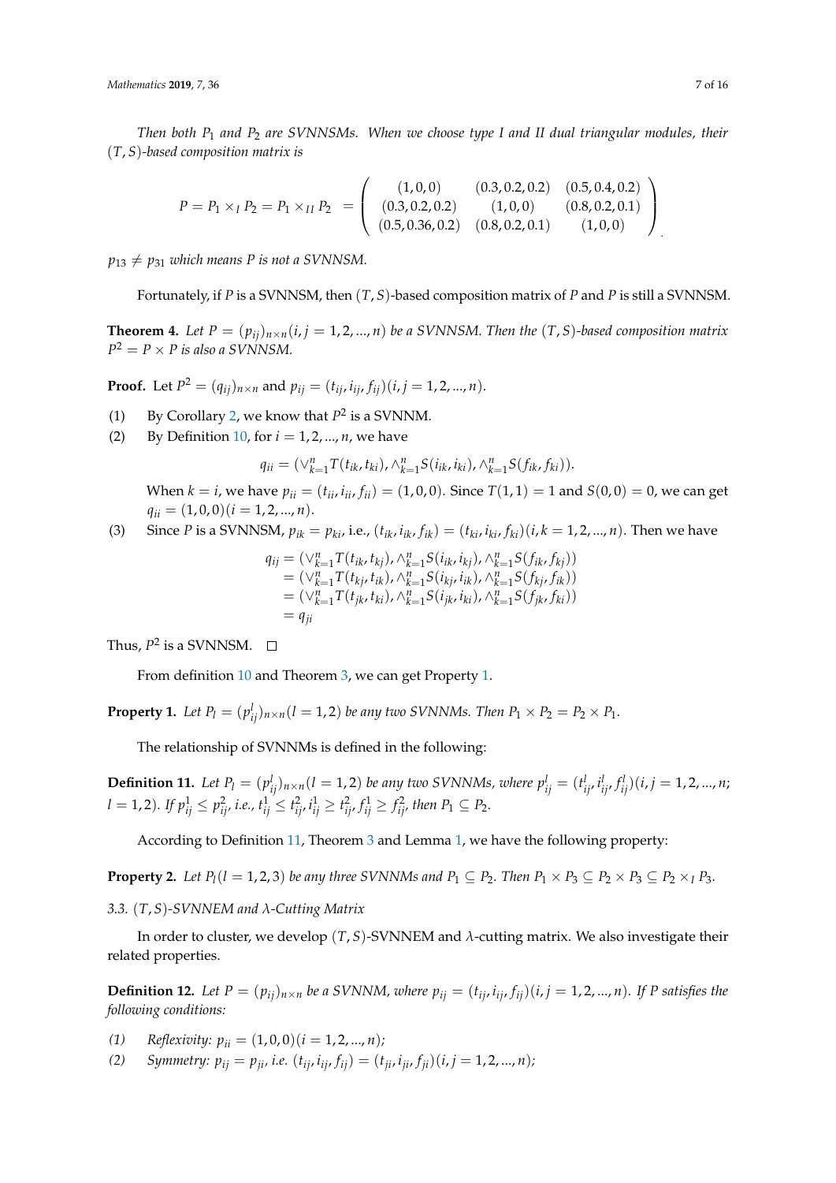*Then both $P_1$ and $P_2$ are SVNNSMs. When we choose type I and II dual triangular modules, their $(T,S)$-based composition matrix is*

$$P = P_1 \times_I P_2 = P_1 \times_{II} P_2 \;=\; \begin{pmatrix} (1,0,0) & (0.3,0.2,0.2) & (0.5,0.4,0.2) \\ (0.3,0.2,0.2) & (1,0,0) & (0.8,0.2,0.1) \\ (0.5,0.36,0.2) & (0.8,0.2,0.1) & (1,0,0) \end{pmatrix}.$$

*$p_{13} \neq p_{31}$ which means $P$ is not a SVNNSM.*

Fortunately, if $P$ is a SVNNSM, then $(T,S)$-based composition matrix of $P$ and $P$ is still a SVNNSM.

**Theorem 4.** *Let $P = (p_{ij})_{n\times n}(i,j = 1,2,\ldots,n)$ be a SVNNSM. Then the $(T,S)$-based composition matrix $P^2 = P \times P$ is also a SVNNSM.*

**Proof.** Let $P^2 = (q_{ij})_{n\times n}$ and $p_{ij} = (t_{ij}, i_{ij}, f_{ij})(i,j = 1,2,\ldots,n)$.

(1) By Corollary 2, we know that $P^2$ is a SVNNM.

(2) By Definition 10, for $i = 1,2,\ldots,n$, we have

$$q_{ii} = (\vee_{k=1}^{n} T(t_{ik}, t_{ki}), \wedge_{k=1}^{n} S(i_{ik}, i_{ki}), \wedge_{k=1}^{n} S(f_{ik}, f_{ki})).$$

When $k = i$, we have $p_{ii} = (t_{ii}, i_{ii}, f_{ii}) = (1,0,0)$. Since $T(1,1) = 1$ and $S(0,0) = 0$, we can get $q_{ii} = (1,0,0)(i = 1,2,\ldots,n)$.

(3) Since $P$ is a SVNNSM, $p_{ik} = p_{ki}$, i.e., $(t_{ik}, i_{ik}, f_{ik}) = (t_{ki}, i_{ki}, f_{ki})(i,k = 1,2,\ldots,n)$. Then we have

$$\begin{aligned} q_{ij} &= (\vee_{k=1}^{n} T(t_{ik}, t_{kj}), \wedge_{k=1}^{n} S(i_{ik}, i_{kj}), \wedge_{k=1}^{n} S(f_{ik}, f_{kj})) \\ &= (\vee_{k=1}^{n} T(t_{kj}, t_{ik}), \wedge_{k=1}^{n} S(i_{kj}, i_{ik}), \wedge_{k=1}^{n} S(f_{kj}, f_{ik})) \\ &= (\vee_{k=1}^{n} T(t_{jk}, t_{ki}), \wedge_{k=1}^{n} S(i_{jk}, i_{ki}), \wedge_{k=1}^{n} S(f_{jk}, f_{ki})) \\ &= q_{ji} \end{aligned}$$

Thus, $P^2$ is a SVNNSM. □

From definition 10 and Theorem 3, we can get Property 1.

**Property 1.** *Let $P_l = (p_{ij}^l)_{n\times n}(l = 1,2)$ be any two SVNNMs. Then $P_1 \times P_2 = P_2 \times P_1$.*

The relationship of SVNNMs is defined in the following:

**Definition 11.** *Let $P_l = (p_{ij}^l)_{n\times n}(l = 1,2)$ be any two SVNNMs, where $p_{ij}^l = (t_{ij}^l, i_{ij}^l, f_{ij}^l)(i,j = 1,2,\ldots,n;$ $l = 1,2)$. If $p_{ij}^1 \le p_{ij}^2$, i.e., $t_{ij}^1 \le t_{ij}^2, i_{ij}^1 \ge t_{ij}^2, f_{ij}^1 \ge f_{ij}^2$, then $P_1 \subseteq P_2$.*

According to Definition 11, Theorem 3 and Lemma 1, we have the following property:

**Property 2.** *Let $P_l(l = 1,2,3)$ be any three SVNNMs and $P_1 \subseteq P_2$. Then $P_1 \times P_3 \subseteq P_2 \times P_3 \subseteq P_2 \times_I P_3$.*

### *3.3. $(T,S)$-SVNNEM and $\lambda$-Cutting Matrix*

In order to cluster, we develop $(T,S)$-SVNNEM and $\lambda$-cutting matrix. We also investigate their related properties.

**Definition 12.** *Let $P = (p_{ij})_{n\times n}$ be a SVNNM, where $p_{ij} = (t_{ij}, i_{ij}, f_{ij})(i,j = 1,2,\ldots,n)$. If $P$ satisfies the following conditions:*

*(1) Reflexivity: $p_{ii} = (1,0,0)(i = 1,2,\ldots,n)$;*

*(2) Symmetry: $p_{ij} = p_{ji}$, i.e. $(t_{ij}, i_{ij}, f_{ij}) = (t_{ji}, i_{ji}, f_{ji})(i,j = 1,2,\ldots,n)$;*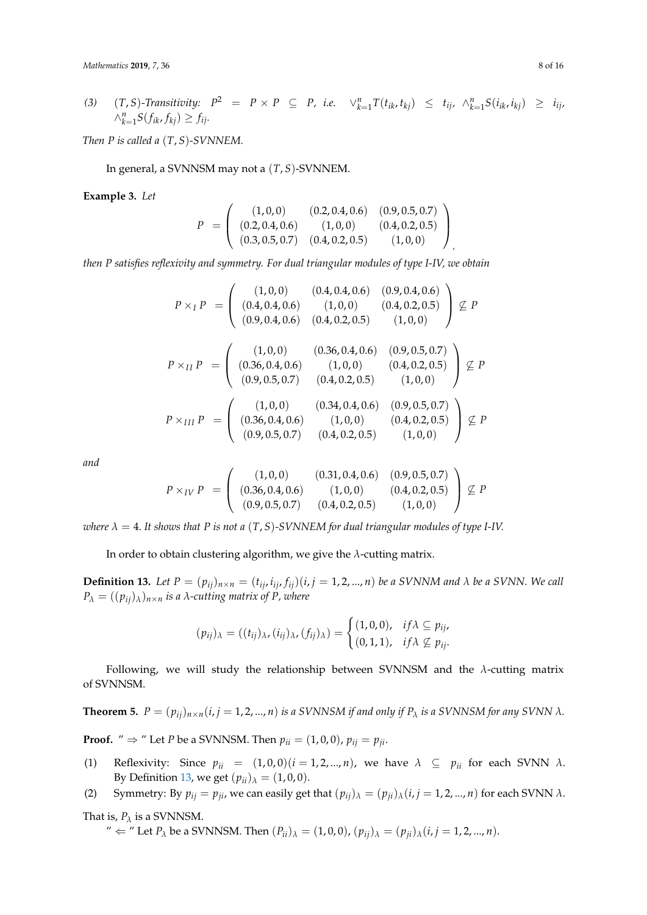(3) $(T,S)$-*Transitivity:* $P^2 = P \times P \subseteq P$, *i.e.* $\vee_{k=1}^n T(t_{ik}, t_{kj}) \leq t_{ij}$, $\wedge_{k=1}^n S(i_{ik}, i_{kj}) \geq i_{ij}$, $\wedge_{k=1}^n S(f_{ik}, f_{kj}) \geq f_{ij}$.

*Then P is called a $(T,S)$-SVNNEM.*

In general, a SVNNSM may not a $(T,S)$-SVNNEM.

**Example 3.** *Let*

$$P = \begin{pmatrix} (1,0,0) & (0.2,0.4,0.6) & (0.9,0.5,0.7) \\ (0.2,0.4,0.6) & (1,0,0) & (0.4,0.2,0.5) \\ (0.3,0.5,0.7) & (0.4,0.2,0.5) & (1,0,0) \end{pmatrix},$$

*then P satisfies reflexivity and symmetry. For dual triangular modules of type I-IV, we obtain*

$$P \times_I P = \begin{pmatrix} (1,0,0) & (0.4,0.4,0.6) & (0.9,0.4,0.6) \\ (0.4,0.4,0.6) & (1,0,0) & (0.4,0.2,0.5) \\ (0.9,0.4,0.6) & (0.4,0.2,0.5) & (1,0,0) \end{pmatrix} \nsubseteq P$$

$$P \times_{II} P = \begin{pmatrix} (1,0,0) & (0.36,0.4,0.6) & (0.9,0.5,0.7) \\ (0.36,0.4,0.6) & (1,0,0) & (0.4,0.2,0.5) \\ (0.9,0.5,0.7) & (0.4,0.2,0.5) & (1,0,0) \end{pmatrix} \nsubseteq P$$

$$P \times_{III} P = \begin{pmatrix} (1,0,0) & (0.34,0.4,0.6) & (0.9,0.5,0.7) \\ (0.36,0.4,0.6) & (1,0,0) & (0.4,0.2,0.5) \\ (0.9,0.5,0.7) & (0.4,0.2,0.5) & (1,0,0) \end{pmatrix} \nsubseteq P$$

*and*

$$P \times_{IV} P = \begin{pmatrix} (1,0,0) & (0.31,0.4,0.6) & (0.9,0.5,0.7) \\ (0.36,0.4,0.6) & (1,0,0) & (0.4,0.2,0.5) \\ (0.9,0.5,0.7) & (0.4,0.2,0.5) & (1,0,0) \end{pmatrix} \nsubseteq P$$

*where $\lambda = 4$. It shows that P is not a $(T,S)$-SVNNEM for dual triangular modules of type I-IV.*

In order to obtain clustering algorithm, we give the $\lambda$-cutting matrix.

**Definition 13.** *Let $P = (p_{ij})_{n \times n} = (t_{ij}, i_{ij}, f_{ij})(i,j = 1,2,...,n)$ be a SVNNM and $\lambda$ be a SVNN. We call $P_\lambda = ((p_{ij})_\lambda)_{n \times n}$ is a $\lambda$-cutting matrix of P, where*

$$(p_{ij})_\lambda = ((t_{ij})_\lambda, (i_{ij})_\lambda, (f_{ij})_\lambda) = \begin{cases} (1,0,0), & if \lambda \subseteq p_{ij}, \\ (0,1,1), & if \lambda \nsubseteq p_{ij}. \end{cases}$$

Following, we will study the relationship between SVNNSM and the $\lambda$-cutting matrix of SVNNSM.

**Theorem 5.** *$P = (p_{ij})_{n \times n}(i,j = 1,2,...,n)$ is a SVNNSM if and only if $P_\lambda$ is a SVNNSM for any SVNN $\lambda$.*

**Proof.** "$\Rightarrow$" Let $P$ be a SVNNSM. Then $p_{ii} = (1,0,0)$, $p_{ij} = p_{ji}$.

(1) Reflexivity: Since $p_{ii} = (1,0,0)(i = 1,2,...,n)$, we have $\lambda \subseteq p_{ii}$ for each SVNN $\lambda$. By Definition 13, we get $(p_{ii})_\lambda = (1,0,0)$.

(2) Symmetry: By $p_{ij} = p_{ji}$, we can easily get that $(p_{ij})_\lambda = (p_{ji})_\lambda (i,j = 1,2,...,n)$ for each SVNN $\lambda$.

That is, $P_\lambda$ is a SVNNSM.

"$\Leftarrow$" Let $P_\lambda$ be a SVNNSM. Then $(P_{ii})_\lambda = (1,0,0)$, $(p_{ij})_\lambda = (p_{ji})_\lambda (i,j = 1,2,...,n)$.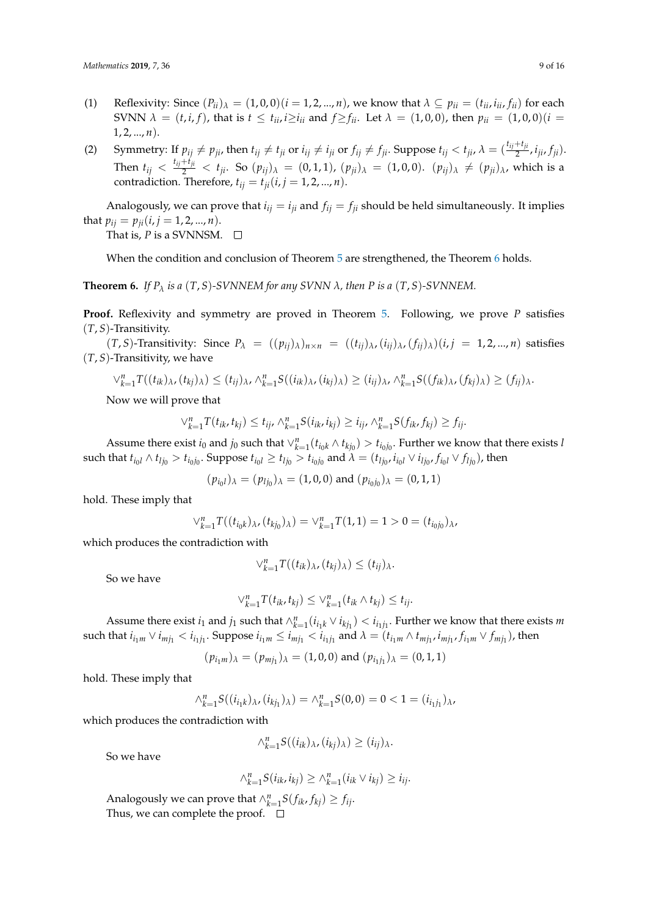(1) Reflexivity: Since $(P_{ii})_\lambda = (1,0,0)(i = 1,2,...,n)$, we know that $\lambda \subseteq p_{ii} = (t_{ii}, i_{ii}, f_{ii})$ for each SVNN $\lambda = (t,i,f)$, that is $t \leq t_{ii}, i \geq i_{ii}$ and $f \geq f_{ii}$. Let $\lambda = (1,0,0)$, then $p_{ii} = (1,0,0)(i = 1,2,...,n)$.

(2) Symmetry: If $p_{ij} \neq p_{ji}$, then $t_{ij} \neq t_{ji}$ or $i_{ij} \neq i_{ji}$ or $f_{ij} \neq f_{ji}$. Suppose $t_{ij} < t_{ji}$, $\lambda = (\frac{t_{ij}+t_{ji}}{2}, i_{ji}, f_{ji})$. Then $t_{ij} < \frac{t_{ij}+t_{ji}}{2} < t_{ji}$. So $(p_{ij})_\lambda = (0,1,1)$, $(p_{ji})_\lambda = (1,0,0)$. $(p_{ij})_\lambda \neq (p_{ji})_\lambda$, which is a contradiction. Therefore, $t_{ij} = t_{ji}(i,j = 1,2,...,n)$.

Analogously, we can prove that $i_{ij} = i_{ji}$ and $f_{ij} = f_{ji}$ should be held simultaneously. It implies that $p_{ij} = p_{ji}(i,j = 1,2,...,n)$.

That is, $P$ is a SVNNSM. □

When the condition and conclusion of Theorem 5 are strengthened, the Theorem 6 holds.

**Theorem 6.** *If $P_\lambda$ is a $(T,S)$-SVNNEM for any SVNN $\lambda$, then $P$ is a $(T,S)$-SVNNEM.*

**Proof.** Reflexivity and symmetry are proved in Theorem 5. Following, we prove $P$ satisfies $(T,S)$-Transitivity.

$(T,S)$-Transitivity: Since $P_\lambda = ((p_{ij})_\lambda)_{n\times n} = ((t_{ij})_\lambda, (i_{ij})_\lambda, (f_{ij})_\lambda)(i,j = 1,2,...,n)$ satisfies $(T,S)$-Transitivity, we have

$$\vee_{k=1}^n T((t_{ik})_\lambda, (t_{kj})_\lambda) \leq (t_{ij})_\lambda, \wedge_{k=1}^n S((i_{ik})_\lambda, (i_{kj})_\lambda) \geq (i_{ij})_\lambda, \wedge_{k=1}^n S((f_{ik})_\lambda, (f_{kj})_\lambda) \geq (f_{ij})_\lambda.$$

Now we will prove that

$$\vee_{k=1}^n T(t_{ik}, t_{kj}) \leq t_{ij}, \wedge_{k=1}^n S(i_{ik}, i_{kj}) \geq i_{ij}, \wedge_{k=1}^n S(f_{ik}, f_{kj}) \geq f_{ij}.$$

Assume there exist $i_0$ and $j_0$ such that $\vee_{k=1}^n (t_{i_0k} \wedge t_{kj_0}) > t_{i_0j_0}$. Further we know that there exists $l$ such that $t_{i_0l} \wedge t_{lj_0} > t_{i_0j_0}$. Suppose $t_{i_0l} \geq t_{lj_0} > t_{i_0j_0}$ and $\lambda = (t_{lj_0}, i_{i_0l} \vee i_{lj_0}, f_{i_0l} \vee f_{lj_0})$, then

$$(p_{i_0l})_\lambda = (p_{lj_0})_\lambda = (1,0,0) \text{ and } (p_{i_0j_0})_\lambda = (0,1,1)$$

hold. These imply that

$$\vee_{k=1}^n T((t_{i_0k})_\lambda, (t_{kj_0})_\lambda) = \vee_{k=1}^n T(1,1) = 1 > 0 = (t_{i_0j_0})_\lambda,$$

which produces the contradiction with

$$\vee_{k=1}^n T((t_{ik})_\lambda, (t_{kj})_\lambda) \leq (t_{ij})_\lambda.$$

So we have

$$\vee_{k=1}^n T(t_{ik}, t_{kj}) \leq \vee_{k=1}^n (t_{ik} \wedge t_{kj}) \leq t_{ij}.$$

Assume there exist $i_1$ and $j_1$ such that $\wedge_{k=1}^n (i_{i_1k} \vee i_{kj_1}) < i_{i_1j_1}$. Further we know that there exists $m$ such that $i_{i_1m} \vee i_{mj_1} < i_{i_1j_1}$. Suppose $i_{i_1m} \leq i_{mj_1} < i_{i_1j_1}$ and $\lambda = (t_{i_1m} \wedge t_{mj_1}, i_{mj_1}, f_{i_1m} \vee f_{mj_1})$, then

$$(p_{i_1m})_\lambda = (p_{mj_1})_\lambda = (1,0,0) \text{ and } (p_{i_1j_1})_\lambda = (0,1,1)$$

hold. These imply that

$$\wedge_{k=1}^n S((i_{i_1k})_\lambda, (i_{kj_1})_\lambda) = \wedge_{k=1}^n S(0,0) = 0 < 1 = (i_{i_1j_1})_\lambda,$$

which produces the contradiction with

$$\wedge_{k=1}^n S((i_{ik})_\lambda, (i_{kj})_\lambda) \geq (i_{ij})_\lambda.$$

So we have

$$\wedge_{k=1}^n S(i_{ik}, i_{kj}) \geq \wedge_{k=1}^n (i_{ik} \vee i_{kj}) \geq i_{ij}.$$

Analogously we can prove that $\wedge_{k=1}^n S(f_{ik}, f_{kj}) \geq f_{ij}$.

Thus, we can complete the proof. □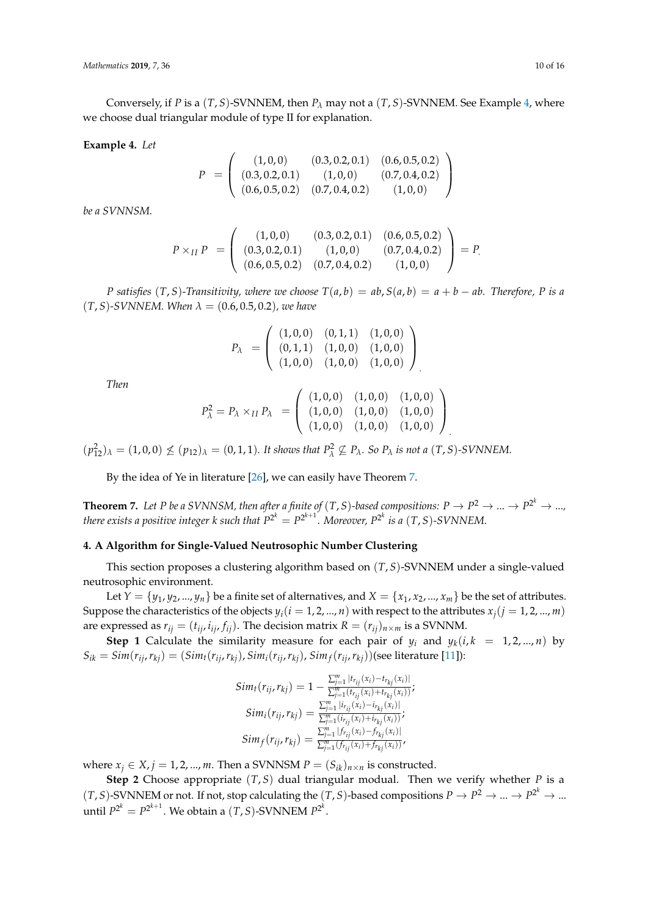Conversely, if $P$ is a $(T,S)$-SVNNEM, then $P_\lambda$ may not a $(T,S)$-SVNNEM. See Example 4, where we choose dual triangular module of type II for explanation.

**Example 4.** *Let*

$$P = \begin{pmatrix} (1,0,0) & (0.3,0.2,0.1) & (0.6,0.5,0.2) \\ (0.3,0.2,0.1) & (1,0,0) & (0.7,0.4,0.2) \\ (0.6,0.5,0.2) & (0.7,0.4,0.2) & (1,0,0) \end{pmatrix}$$

*be a SVNNSM.*

$$P \times_{II} P = \begin{pmatrix} (1,0,0) & (0.3,0.2,0.1) & (0.6,0.5,0.2) \\ (0.3,0.2,0.1) & (1,0,0) & (0.7,0.4,0.2) \\ (0.6,0.5,0.2) & (0.7,0.4,0.2) & (1,0,0) \end{pmatrix} = P.$$

*$P$ satisfies $(T,S)$-Transitivity, where we choose $T(a,b) = ab, S(a,b) = a+b-ab$. Therefore, $P$ is a $(T,S)$-SVNNEM. When $\lambda = (0.6,0.5,0.2)$, we have*

$$P_\lambda = \begin{pmatrix} (1,0,0) & (0,1,1) & (1,0,0) \\ (0,1,1) & (1,0,0) & (1,0,0) \\ (1,0,0) & (1,0,0) & (1,0,0) \end{pmatrix}.$$

*Then*

$$P_\lambda^2 = P_\lambda \times_{II} P_\lambda = \begin{pmatrix} (1,0,0) & (1,0,0) & (1,0,0) \\ (1,0,0) & (1,0,0) & (1,0,0) \\ (1,0,0) & (1,0,0) & (1,0,0) \end{pmatrix}.$$

$(p_{12}^2)_\lambda = (1,0,0) \not\leq (p_{12})_\lambda = (0,1,1)$. *It shows that $P_\lambda^2 \not\subseteq P_\lambda$. So $P_\lambda$ is not a $(T,S)$-SVNNEM.*

By the idea of Ye in literature [26], we can easily have Theorem 7.

**Theorem 7.** *Let $P$ be a SVNNSM, then after a finite of $(T,S)$-based compositions: $P \to P^2 \to \ldots \to P^{2^k} \to \ldots$, there exists a positive integer $k$ such that $P^{2^k} = P^{2^{k+1}}$. Moreover, $P^{2^k}$ is a $(T,S)$-SVNNEM.*

## 4. A Algorithm for Single-Valued Neutrosophic Number Clustering

This section proposes a clustering algorithm based on $(T,S)$-SVNNEM under a single-valued neutrosophic environment.

Let $Y = \{y_1, y_2, \ldots, y_n\}$ be a finite set of alternatives, and $X = \{x_1, x_2, \ldots, x_m\}$ be the set of attributes. Suppose the characteristics of the objects $y_i (i = 1,2,\ldots,n)$ with respect to the attributes $x_j (j = 1,2,\ldots,m)$ are expressed as $r_{ij} = (t_{ij}, i_{ij}, f_{ij})$. The decision matrix $R = (r_{ij})_{n\times m}$ is a SVNNM.

**Step 1** Calculate the similarity measure for each pair of $y_i$ and $y_k (i,k = 1,2,\ldots,n)$ by $S_{ik} = Sim(r_{ij}, r_{kj}) = (Sim_t(r_{ij}, r_{kj}), Sim_i(r_{ij}, r_{kj}), Sim_f(r_{ij}, r_{kj}))$(see literature [11]):

$$Sim_t(r_{ij}, r_{kj}) = 1 - \frac{\sum_{j=1}^m |t_{r_{ij}}(x_i) - t_{r_{kj}}(x_i)|}{\sum_{j=1}^m (t_{r_{ij}}(x_i) + t_{r_{kj}}(x_i))};$$
$$Sim_i(r_{ij}, r_{kj}) = \frac{\sum_{j=1}^m |i_{r_{ij}}(x_i) - i_{r_{kj}}(x_i)|}{\sum_{j=1}^m (i_{r_{ij}}(x_i) + i_{r_{kj}}(x_i))};$$
$$Sim_f(r_{ij}, r_{kj}) = \frac{\sum_{j=1}^m |f_{r_{ij}}(x_i) - f_{r_{kj}}(x_i)|}{\sum_{j=1}^m (f_{r_{ij}}(x_i) + f_{r_{kj}}(x_i))},$$

where $x_j \in X, j = 1,2,\ldots,m$. Then a SVNNSM $P = (S_{ik})_{n\times n}$ is constructed.

**Step 2** Choose appropriate $(T,S)$ dual triangular modual. Then we verify whether $P$ is a $(T,S)$-SVNNEM or not. If not, stop calculating the $(T,S)$-based compositions $P \to P^2 \to \ldots \to P^{2^k} \to \ldots$ until $P^{2^k} = P^{2^{k+1}}$. We obtain a $(T,S)$-SVNNEM $P^{2^k}$.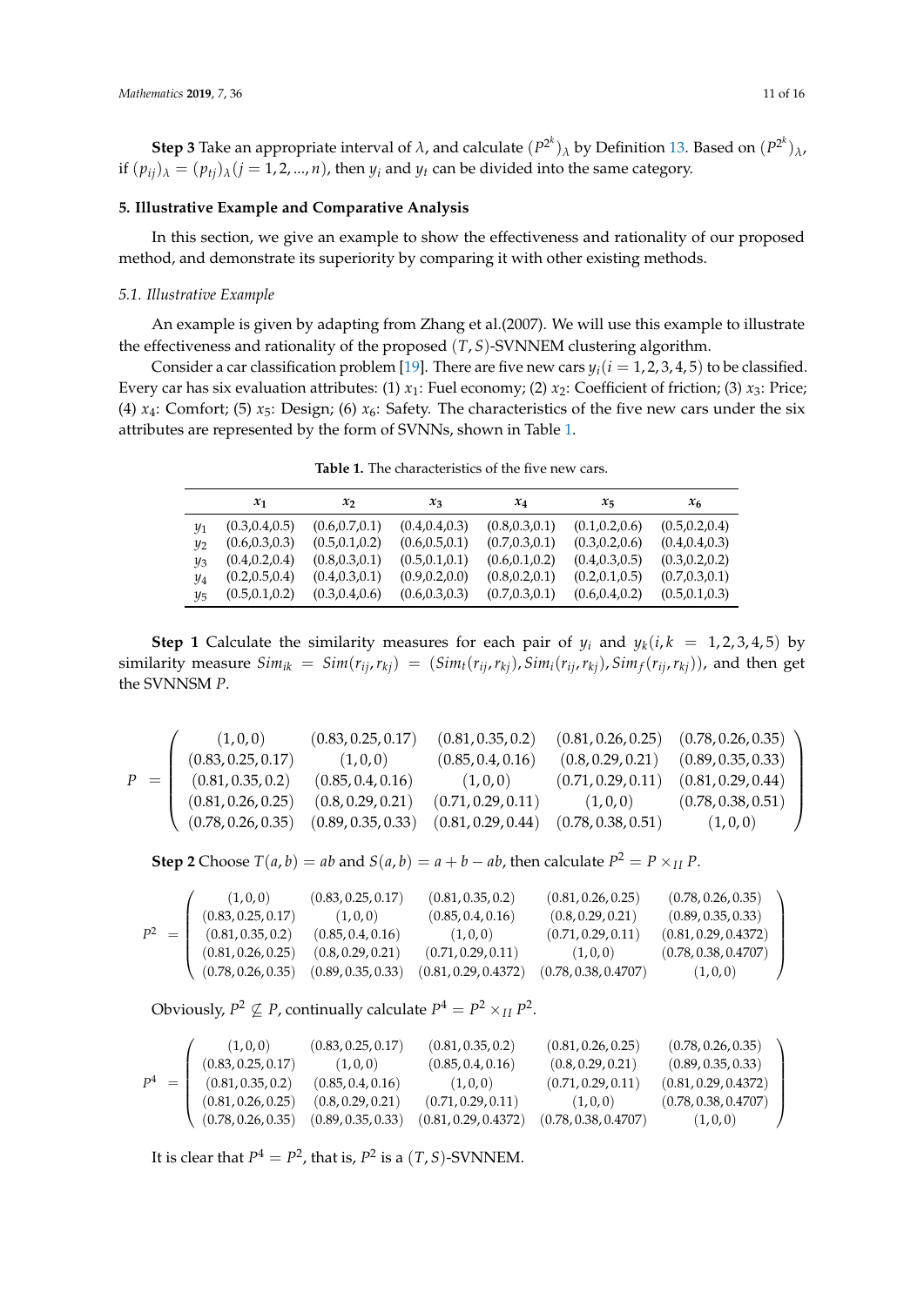**Step 3** Take an appropriate interval of $\lambda$, and calculate $(P^{2^k})_\lambda$ by Definition 13. Based on $(P^{2^k})_\lambda$, if $(p_{ij})_\lambda = (p_{tj})_\lambda (j = 1, 2, ..., n)$, then $y_i$ and $y_t$ can be divided into the same category.

## 5. Illustrative Example and Comparative Analysis

In this section, we give an example to show the effectiveness and rationality of our proposed method, and demonstrate its superiority by comparing it with other existing methods.

### *5.1. Illustrative Example*

An example is given by adapting from Zhang et al.(2007). We will use this example to illustrate the effectiveness and rationality of the proposed $(T, S)$-SVNNEM clustering algorithm.

Consider a car classification problem [19]. There are five new cars $y_i (i = 1, 2, 3, 4, 5)$ to be classified. Every car has six evaluation attributes: (1) $x_1$: Fuel economy; (2) $x_2$: Coefficient of friction; (3) $x_3$: Price; (4) $x_4$: Comfort; (5) $x_5$: Design; (6) $x_6$: Safety. The characteristics of the five new cars under the six attributes are represented by the form of SVNNs, shown in Table 1.

**Table 1.** The characteristics of the five new cars.

| | $x_1$ | $x_2$ | $x_3$ | $x_4$ | $x_5$ | $x_6$ |
|---|---|---|---|---|---|---|
| $y_1$ | (0.3,0.4,0.5) | (0.6,0.7,0.1) | (0.4,0.4,0.3) | (0.8,0.3,0.1) | (0.1,0.2,0.6) | (0.5,0.2,0.4) |
| $y_2$ | (0.6,0.3,0.3) | (0.5,0.1,0.2) | (0.6,0.5,0.1) | (0.7,0.3,0.1) | (0.3,0.2,0.6) | (0.4,0.4,0.3) |
| $y_3$ | (0.4,0.2,0.4) | (0.8,0.3,0.1) | (0.5,0.1,0.1) | (0.6,0.1,0.2) | (0.4,0.3,0.5) | (0.3,0.2,0.2) |
| $y_4$ | (0.2,0.5,0.4) | (0.4,0.3,0.1) | (0.9,0.2,0.0) | (0.8,0.2,0.1) | (0.2,0.1,0.5) | (0.7,0.3,0.1) |
| $y_5$ | (0.5,0.1,0.2) | (0.3,0.4,0.6) | (0.6,0.3,0.3) | (0.7,0.3,0.1) | (0.6,0.4,0.2) | (0.5,0.1,0.3) |

**Step 1** Calculate the similarity measures for each pair of $y_i$ and $y_k (i, k = 1, 2, 3, 4, 5)$ by similarity measure $Sim_{ik} = Sim(r_{ij}, r_{kj}) = (Sim_t(r_{ij}, r_{kj}), Sim_i(r_{ij}, r_{kj}), Sim_f(r_{ij}, r_{kj}))$, and then get the SVNNSM $P$.

$$P = \begin{pmatrix} (1,0,0) & (0.83,0.25,0.17) & (0.81,0.35,0.2) & (0.81,0.26,0.25) & (0.78,0.26,0.35) \\ (0.83,0.25,0.17) & (1,0,0) & (0.85,0.4,0.16) & (0.8,0.29,0.21) & (0.89,0.35,0.33) \\ (0.81,0.35,0.2) & (0.85,0.4,0.16) & (1,0,0) & (0.71,0.29,0.11) & (0.81,0.29,0.44) \\ (0.81,0.26,0.25) & (0.8,0.29,0.21) & (0.71,0.29,0.11) & (1,0,0) & (0.78,0.38,0.51) \\ (0.78,0.26,0.35) & (0.89,0.35,0.33) & (0.81,0.29,0.44) & (0.78,0.38,0.51) & (1,0,0) \end{pmatrix}$$

**Step 2** Choose $T(a, b) = ab$ and $S(a, b) = a + b - ab$, then calculate $P^2 = P \times_{II} P$.

$$P^2 = \begin{pmatrix} (1,0,0) & (0.83,0.25,0.17) & (0.81,0.35,0.2) & (0.81,0.26,0.25) & (0.78,0.26,0.35) \\ (0.83,0.25,0.17) & (1,0,0) & (0.85,0.4,0.16) & (0.8,0.29,0.21) & (0.89,0.35,0.33) \\ (0.81,0.35,0.2) & (0.85,0.4,0.16) & (1,0,0) & (0.71,0.29,0.11) & (0.81,0.29,0.4372) \\ (0.81,0.26,0.25) & (0.8,0.29,0.21) & (0.71,0.29,0.11) & (1,0,0) & (0.78,0.38,0.4707) \\ (0.78,0.26,0.35) & (0.89,0.35,0.33) & (0.81,0.29,0.4372) & (0.78,0.38,0.4707) & (1,0,0) \end{pmatrix}$$

Obviously, $P^2 \nsubseteq P$, continually calculate $P^4 = P^2 \times_{II} P^2$.

$$P^4 = \begin{pmatrix} (1,0,0) & (0.83,0.25,0.17) & (0.81,0.35,0.2) & (0.81,0.26,0.25) & (0.78,0.26,0.35) \\ (0.83,0.25,0.17) & (1,0,0) & (0.85,0.4,0.16) & (0.8,0.29,0.21) & (0.89,0.35,0.33) \\ (0.81,0.35,0.2) & (0.85,0.4,0.16) & (1,0,0) & (0.71,0.29,0.11) & (0.81,0.29,0.4372) \\ (0.81,0.26,0.25) & (0.8,0.29,0.21) & (0.71,0.29,0.11) & (1,0,0) & (0.78,0.38,0.4707) \\ (0.78,0.26,0.35) & (0.89,0.35,0.33) & (0.81,0.29,0.4372) & (0.78,0.38,0.4707) & (1,0,0) \end{pmatrix}$$

It is clear that $P^4 = P^2$, that is, $P^2$ is a $(T, S)$-SVNNEM.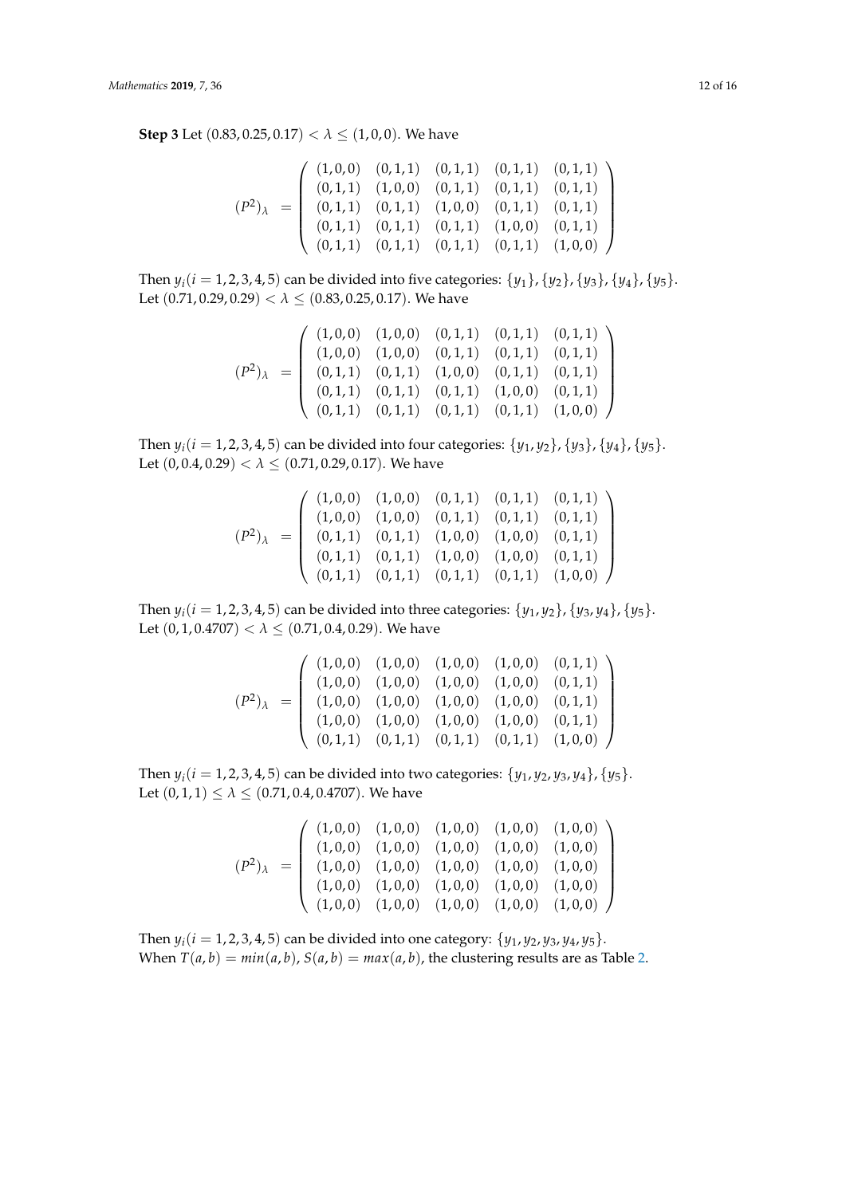**Step 3** Let $(0.83, 0.25, 0.17) < \lambda \leq (1, 0, 0)$. We have

$$
(P^2)_\lambda = \begin{pmatrix}
(1,0,0) & (0,1,1) & (0,1,1) & (0,1,1) & (0,1,1) \\
(0,1,1) & (1,0,0) & (0,1,1) & (0,1,1) & (0,1,1) \\
(0,1,1) & (0,1,1) & (1,0,0) & (0,1,1) & (0,1,1) \\
(0,1,1) & (0,1,1) & (0,1,1) & (1,0,0) & (0,1,1) \\
(0,1,1) & (0,1,1) & (0,1,1) & (0,1,1) & (1,0,0)
\end{pmatrix}
$$

Then $y_i (i = 1, 2, 3, 4, 5)$ can be divided into five categories: $\{y_1\}, \{y_2\}, \{y_3\}, \{y_4\}, \{y_5\}$.
Let $(0.71, 0.29, 0.29) < \lambda \leq (0.83, 0.25, 0.17)$. We have

$$
(P^2)_\lambda = \begin{pmatrix}
(1,0,0) & (1,0,0) & (0,1,1) & (0,1,1) & (0,1,1) \\
(1,0,0) & (1,0,0) & (0,1,1) & (0,1,1) & (0,1,1) \\
(0,1,1) & (0,1,1) & (1,0,0) & (0,1,1) & (0,1,1) \\
(0,1,1) & (0,1,1) & (0,1,1) & (1,0,0) & (0,1,1) \\
(0,1,1) & (0,1,1) & (0,1,1) & (0,1,1) & (1,0,0)
\end{pmatrix}
$$

Then $y_i (i = 1, 2, 3, 4, 5)$ can be divided into four categories: $\{y_1, y_2\}, \{y_3\}, \{y_4\}, \{y_5\}$.
Let $(0, 0.4, 0.29) < \lambda \leq (0.71, 0.29, 0.17)$. We have

$$
(P^2)_\lambda = \begin{pmatrix}
(1,0,0) & (1,0,0) & (0,1,1) & (0,1,1) & (0,1,1) \\
(1,0,0) & (1,0,0) & (0,1,1) & (0,1,1) & (0,1,1) \\
(0,1,1) & (0,1,1) & (1,0,0) & (1,0,0) & (0,1,1) \\
(0,1,1) & (0,1,1) & (1,0,0) & (1,0,0) & (0,1,1) \\
(0,1,1) & (0,1,1) & (0,1,1) & (0,1,1) & (1,0,0)
\end{pmatrix}
$$

Then $y_i (i = 1, 2, 3, 4, 5)$ can be divided into three categories: $\{y_1, y_2\}, \{y_3, y_4\}, \{y_5\}$.
Let $(0, 1, 0.4707) < \lambda \leq (0.71, 0.4, 0.29)$. We have

$$
(P^2)_\lambda = \begin{pmatrix}
(1,0,0) & (1,0,0) & (1,0,0) & (1,0,0) & (0,1,1) \\
(1,0,0) & (1,0,0) & (1,0,0) & (1,0,0) & (0,1,1) \\
(1,0,0) & (1,0,0) & (1,0,0) & (1,0,0) & (0,1,1) \\
(1,0,0) & (1,0,0) & (1,0,0) & (1,0,0) & (0,1,1) \\
(0,1,1) & (0,1,1) & (0,1,1) & (0,1,1) & (1,0,0)
\end{pmatrix}
$$

Then $y_i (i = 1, 2, 3, 4, 5)$ can be divided into two categories: $\{y_1, y_2, y_3, y_4\}, \{y_5\}$.
Let $(0, 1, 1) \leq \lambda \leq (0.71, 0.4, 0.4707)$. We have

$$
(P^2)_\lambda = \begin{pmatrix}
(1,0,0) & (1,0,0) & (1,0,0) & (1,0,0) & (1,0,0) \\
(1,0,0) & (1,0,0) & (1,0,0) & (1,0,0) & (1,0,0) \\
(1,0,0) & (1,0,0) & (1,0,0) & (1,0,0) & (1,0,0) \\
(1,0,0) & (1,0,0) & (1,0,0) & (1,0,0) & (1,0,0) \\
(1,0,0) & (1,0,0) & (1,0,0) & (1,0,0) & (1,0,0)
\end{pmatrix}
$$

Then $y_i (i = 1, 2, 3, 4, 5)$ can be divided into one category: $\{y_1, y_2, y_3, y_4, y_5\}$.
When $T(a, b) = min(a, b)$, $S(a, b) = max(a, b)$, the clustering results are as Table 2.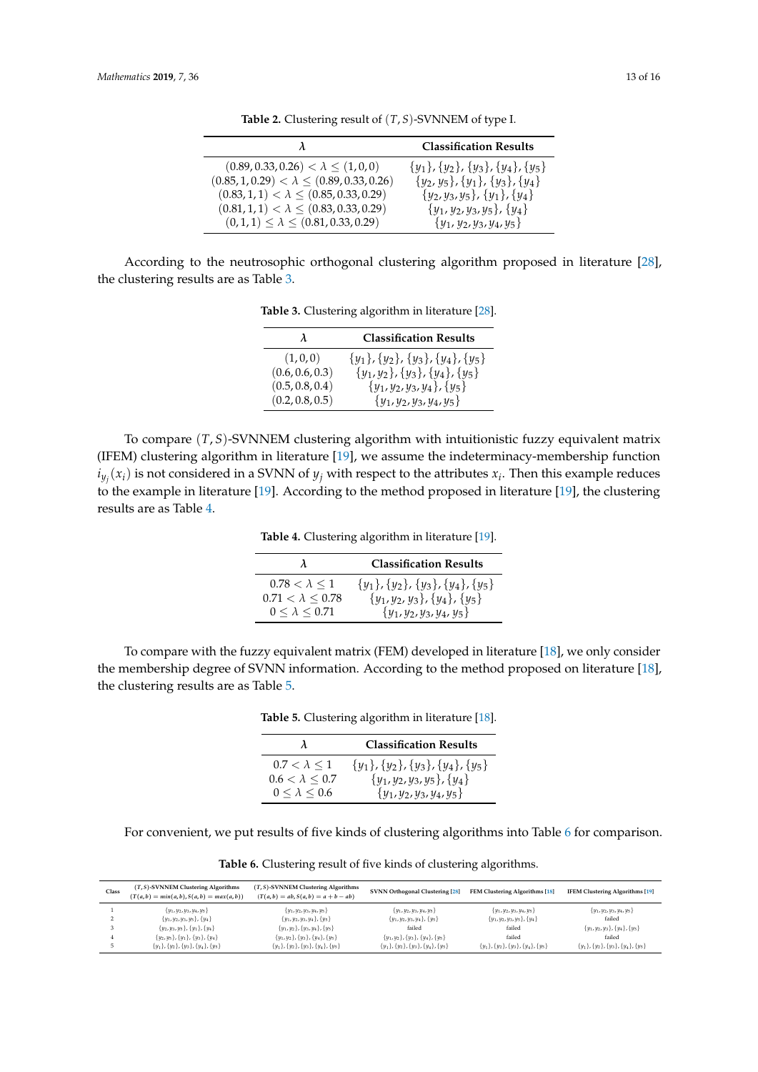**Table 2.** Clustering result of $(T, S)$-SVNNEM of type I.

| $\lambda$ | Classification Results |
|---|---|
| $(0.89, 0.33, 0.26) < \lambda \leq (1, 0, 0)$ | $\{y_1\}, \{y_2\}, \{y_3\}, \{y_4\}, \{y_5\}$ |
| $(0.85, 1, 0.29) < \lambda \leq (0.89, 0.33, 0.26)$ | $\{y_2, y_5\}, \{y_1\}, \{y_3\}, \{y_4\}$ |
| $(0.83, 1, 1) < \lambda \leq (0.85, 0.33, 0.29)$ | $\{y_2, y_3, y_5\}, \{y_1\}, \{y_4\}$ |
| $(0.81, 1, 1) < \lambda \leq (0.83, 0.33, 0.29)$ | $\{y_1, y_2, y_3, y_5\}, \{y_4\}$ |
| $(0, 1, 1) \leq \lambda \leq (0.81, 0.33, 0.29)$ | $\{y_1, y_2, y_3, y_4, y_5\}$ |

According to the neutrosophic orthogonal clustering algorithm proposed in literature [28], the clustering results are as Table 3.

**Table 3.** Clustering algorithm in literature [28].

| $\lambda$ | Classification Results |
|---|---|
| $(1, 0, 0)$ | $\{y_1\}, \{y_2\}, \{y_3\}, \{y_4\}, \{y_5\}$ |
| $(0.6, 0.6, 0.3)$ | $\{y_1, y_2\}, \{y_3\}, \{y_4\}, \{y_5\}$ |
| $(0.5, 0.8, 0.4)$ | $\{y_1, y_2, y_3, y_4\}, \{y_5\}$ |
| $(0.2, 0.8, 0.5)$ | $\{y_1, y_2, y_3, y_4, y_5\}$ |

To compare $(T, S)$-SVNNEM clustering algorithm with intuitionistic fuzzy equivalent matrix (IFEM) clustering algorithm in literature [19], we assume the indeterminacy-membership function $i_{y_j}(x_i)$ is not considered in a SVNN of $y_j$ with respect to the attributes $x_i$. Then this example reduces to the example in literature [19]. According to the method proposed in literature [19], the clustering results are as Table 4.

**Table 4.** Clustering algorithm in literature [19].

| $\lambda$ | Classification Results |
|---|---|
| $0.78 < \lambda \leq 1$ | $\{y_1\}, \{y_2\}, \{y_3\}, \{y_4\}, \{y_5\}$ |
| $0.71 < \lambda \leq 0.78$ | $\{y_1, y_2, y_3\}, \{y_4\}, \{y_5\}$ |
| $0 \leq \lambda \leq 0.71$ | $\{y_1, y_2, y_3, y_4, y_5\}$ |

To compare with the fuzzy equivalent matrix (FEM) developed in literature [18], we only consider the membership degree of SVNN information. According to the method proposed on literature [18], the clustering results are as Table 5.

**Table 5.** Clustering algorithm in literature [18].

| $\lambda$ | Classification Results |
|---|---|
| $0.7 < \lambda \leq 1$ | $\{y_1\}, \{y_2\}, \{y_3\}, \{y_4\}, \{y_5\}$ |
| $0.6 < \lambda \leq 0.7$ | $\{y_1, y_2, y_3, y_5\}, \{y_4\}$ |
| $0 \leq \lambda \leq 0.6$ | $\{y_1, y_2, y_3, y_4, y_5\}$ |

For convenient, we put results of five kinds of clustering algorithms into Table 6 for comparison.

**Table 6.** Clustering result of five kinds of clustering algorithms.

| Class | $(T, S)$-SVNNEM Clustering Algorithms $(T(a, b) = min(a, b), S(a, b) = max(a, b))$ | $(T, S)$-SVNNEM Clustering Algorithms $(T(a, b) = ab, S(a, b) = a + b - ab)$ | SVNN Orthogonal Clustering [28] | FEM Clustering Algorithms [18] | IFEM Clustering Algorithms [19] |
|---|---|---|---|---|---|
| 1 | $\{y_1, y_2, y_3, y_4, y_5\}$ | $\{y_1, y_2, y_3, y_4, y_5\}$ | $\{y_1, y_2, y_3, y_4, y_5\}$ | $\{y_1, y_2, y_3, y_4, y_5\}$ | $\{y_1, y_2, y_3, y_4, y_5\}$ |
| 2 | $\{y_1, y_2, y_3, y_5\}, \{y_4\}$ | $\{y_1, y_2, y_3, y_4\}, \{y_5\}$ | $\{y_1, y_2, y_3, y_4\}, \{y_5\}$ | $\{y_1, y_2, y_3, y_5\}, \{y_4\}$ | failed |
| 3 | $\{y_2, y_3, y_5\}, \{y_1\}, \{y_4\}$ | $\{y_1, y_2\}, \{y_3, y_4\}, \{y_5\}$ | failed | failed | $\{y_1, y_2, y_3\}, \{y_4\}, \{y_5\}$ |
| 4 | $\{y_2, y_5\}, \{y_1\}, \{y_3\}, \{y_4\}$ | $\{y_1, y_2\}, \{y_3\}, \{y_4\}, \{y_5\}$ | $\{y_1, y_2\}, \{y_3\}, \{y_4\}, \{y_5\}$ | failed | failed |
| 5 | $\{y_1\}, \{y_2\}, \{y_3\}, \{y_4\}, \{y_5\}$ | $\{y_1\}, \{y_2\}, \{y_3\}, \{y_4\}, \{y_5\}$ | $\{y_1\}, \{y_2\}, \{y_3\}, \{y_4\}, \{y_5\}$ | $\{y_1\}, \{y_2\}, \{y_3\}, \{y_4\}, \{y_5\}$ | $\{y_1\}, \{y_2\}, \{y_3\}, \{y_4\}, \{y_5\}$ |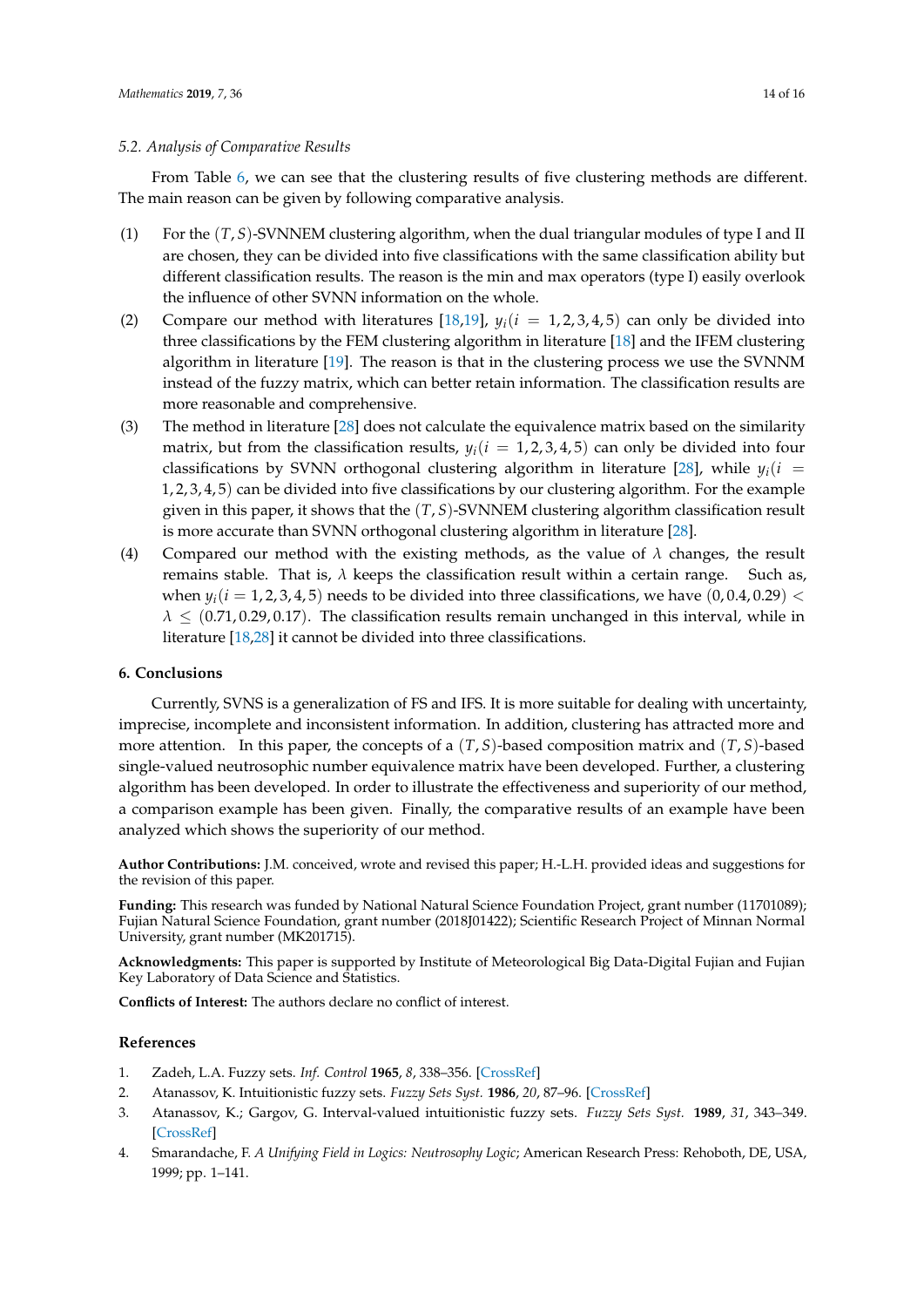### 5.2. Analysis of Comparative Results

From Table 6, we can see that the clustering results of five clustering methods are different. The main reason can be given by following comparative analysis.

(1) For the $(T, S)$-SVNNEM clustering algorithm, when the dual triangular modules of type I and II are chosen, they can be divided into five classifications with the same classification ability but different classification results. The reason is the min and max operators (type I) easily overlook the influence of other SVNN information on the whole.

(2) Compare our method with literatures [18,19], $y_i (i = 1, 2, 3, 4, 5)$ can only be divided into three classifications by the FEM clustering algorithm in literature [18] and the IFEM clustering algorithm in literature [19]. The reason is that in the clustering process we use the SVNNM instead of the fuzzy matrix, which can better retain information. The classification results are more reasonable and comprehensive.

(3) The method in literature [28] does not calculate the equivalence matrix based on the similarity matrix, but from the classification results, $y_i (i = 1, 2, 3, 4, 5)$ can only be divided into four classifications by SVNN orthogonal clustering algorithm in literature [28], while $y_i (i = 1, 2, 3, 4, 5)$ can be divided into five classifications by our clustering algorithm. For the example given in this paper, it shows that the $(T, S)$-SVNNEM clustering algorithm classification result is more accurate than SVNN orthogonal clustering algorithm in literature [28].

(4) Compared our method with the existing methods, as the value of $\lambda$ changes, the result remains stable. That is, $\lambda$ keeps the classification result within a certain range. Such as, when $y_i (i = 1, 2, 3, 4, 5)$ needs to be divided into three classifications, we have $(0, 0.4, 0.29) < \lambda \leq (0.71, 0.29, 0.17)$. The classification results remain unchanged in this interval, while in literature [18,28] it cannot be divided into three classifications.

## 6. Conclusions

Currently, SVNS is a generalization of FS and IFS. It is more suitable for dealing with uncertainty, imprecise, incomplete and inconsistent information. In addition, clustering has attracted more and more attention. In this paper, the concepts of a $(T, S)$-based composition matrix and $(T, S)$-based single-valued neutrosophic number equivalence matrix have been developed. Further, a clustering algorithm has been developed. In order to illustrate the effectiveness and superiority of our method, a comparison example has been given. Finally, the comparative results of an example have been analyzed which shows the superiority of our method.

**Author Contributions:** J.M. conceived, wrote and revised this paper; H.-L.H. provided ideas and suggestions for the revision of this paper.

**Funding:** This research was funded by National Natural Science Foundation Project, grant number (11701089); Fujian Natural Science Foundation, grant number (2018J01422); Scientific Research Project of Minnan Normal University, grant number (MK201715).

**Acknowledgments:** This paper is supported by Institute of Meteorological Big Data-Digital Fujian and Fujian Key Laboratory of Data Science and Statistics.

**Conflicts of Interest:** The authors declare no conflict of interest.

## References

1. Zadeh, L.A. Fuzzy sets. *Inf. Control* **1965**, *8*, 338–356. [CrossRef]
2. Atanassov, K. Intuitionistic fuzzy sets. *Fuzzy Sets Syst.* **1986**, *20*, 87–96. [CrossRef]
3. Atanassov, K.; Gargov, G. Interval-valued intuitionistic fuzzy sets. *Fuzzy Sets Syst.* **1989**, *31*, 343–349. [CrossRef]
4. Smarandache, F. *A Unifying Field in Logics: Neutrosophy Logic*; American Research Press: Rehoboth, DE, USA, 1999; pp. 1–141.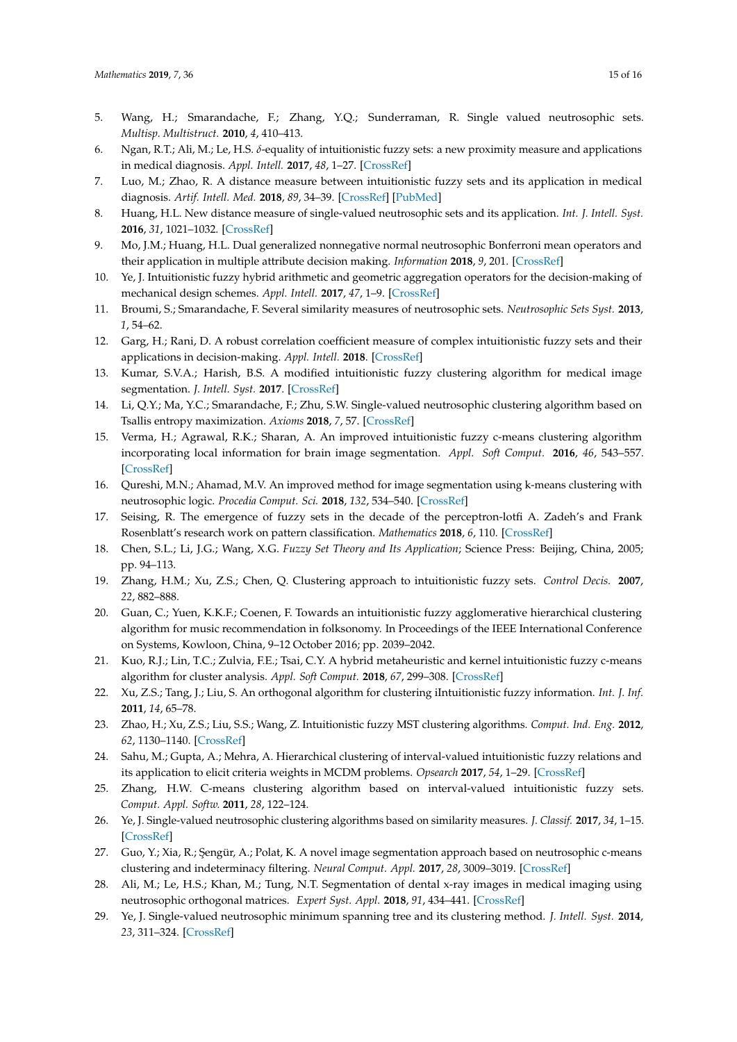5. Wang, H.; Smarandache, F.; Zhang, Y.Q.; Sunderraman, R. Single valued neutrosophic sets. *Multisp. Multistruct.* **2010**, *4*, 410–413.
6. Ngan, R.T.; Ali, M.; Le, H.S. $\delta$-equality of intuitionistic fuzzy sets: a new proximity measure and applications in medical diagnosis. *Appl. Intell.* **2017**, *48*, 1–27. [CrossRef]
7. Luo, M.; Zhao, R. A distance measure between intuitionistic fuzzy sets and its application in medical diagnosis. *Artif. Intell. Med.* **2018**, *89*, 34–39. [CrossRef] [PubMed]
8. Huang, H.L. New distance measure of single-valued neutrosophic sets and its application. *Int. J. Intell. Syst.* **2016**, *31*, 1021–1032. [CrossRef]
9. Mo, J.M.; Huang, H.L. Dual generalized nonnegative normal neutrosophic Bonferroni mean operators and their application in multiple attribute decision making. *Information* **2018**, *9*, 201. [CrossRef]
10. Ye, J. Intuitionistic fuzzy hybrid arithmetic and geometric aggregation operators for the decision-making of mechanical design schemes. *Appl. Intell.* **2017**, *47*, 1–9. [CrossRef]
11. Broumi, S.; Smarandache, F. Several similarity measures of neutrosophic sets. *Neutrosophic Sets Syst.* **2013**, *1*, 54–62.
12. Garg, H.; Rani, D. A robust correlation coefficient measure of complex intuitionistic fuzzy sets and their applications in decision-making. *Appl. Intell.* **2018**. [CrossRef]
13. Kumar, S.V.A.; Harish, B.S. A modified intuitionistic fuzzy clustering algorithm for medical image segmentation. *J. Intell. Syst.* **2017**. [CrossRef]
14. Li, Q.Y.; Ma, Y.C.; Smarandache, F.; Zhu, S.W. Single-valued neutrosophic clustering algorithm based on Tsallis entropy maximization. *Axioms* **2018**, *7*, 57. [CrossRef]
15. Verma, H.; Agrawal, R.K.; Sharan, A. An improved intuitionistic fuzzy c-means clustering algorithm incorporating local information for brain image segmentation. *Appl. Soft Comput.* **2016**, *46*, 543–557. [CrossRef]
16. Qureshi, M.N.; Ahamad, M.V. An improved method for image segmentation using k-means clustering with neutrosophic logic. *Procedia Comput. Sci.* **2018**, *132*, 534–540. [CrossRef]
17. Seising, R. The emergence of fuzzy sets in the decade of the perceptron-lotfi A. Zadeh's and Frank Rosenblatt's research work on pattern classification. *Mathematics* **2018**, *6*, 110. [CrossRef]
18. Chen, S.L.; Li, J.G.; Wang, X.G. *Fuzzy Set Theory and Its Application*; Science Press: Beijing, China, 2005; pp. 94–113.
19. Zhang, H.M.; Xu, Z.S.; Chen, Q. Clustering approach to intuitionistic fuzzy sets. *Control Decis.* **2007**, *22*, 882–888.
20. Guan, C.; Yuen, K.K.F.; Coenen, F. Towards an intuitionistic fuzzy agglomerative hierarchical clustering algorithm for music recommendation in folksonomy. In Proceedings of the IEEE International Conference on Systems, Kowloon, China, 9–12 October 2016; pp. 2039–2042.
21. Kuo, R.J.; Lin, T.C.; Zulvia, F.E.; Tsai, C.Y. A hybrid metaheuristic and kernel intuitionistic fuzzy c-means algorithm for cluster analysis. *Appl. Soft Comput.* **2018**, *67*, 299–308. [CrossRef]
22. Xu, Z.S.; Tang, J.; Liu, S. An orthogonal algorithm for clustering iIntuitionistic fuzzy information. *Int. J. Inf.* **2011**, *14*, 65–78.
23. Zhao, H.; Xu, Z.S.; Liu, S.S.; Wang, Z. Intuitionistic fuzzy MST clustering algorithms. *Comput. Ind. Eng.* **2012**, *62*, 1130–1140. [CrossRef]
24. Sahu, M.; Gupta, A.; Mehra, A. Hierarchical clustering of interval-valued intuitionistic fuzzy relations and its application to elicit criteria weights in MCDM problems. *Opsearch* **2017**, *54*, 1–29. [CrossRef]
25. Zhang, H.W. C-means clustering algorithm based on interval-valued intuitionistic fuzzy sets. *Comput. Appl. Softw.* **2011**, *28*, 122–124.
26. Ye, J. Single-valued neutrosophic clustering algorithms based on similarity measures. *J. Classif.* **2017**, *34*, 1–15. [CrossRef]
27. Guo, Y.; Xia, R.; Şengür, A.; Polat, K. A novel image segmentation approach based on neutrosophic c-means clustering and indeterminacy filtering. *Neural Comput. Appl.* **2017**, *28*, 3009–3019. [CrossRef]
28. Ali, M.; Le, H.S.; Khan, M.; Tung, N.T. Segmentation of dental x-ray images in medical imaging using neutrosophic orthogonal matrices. *Expert Syst. Appl.* **2018**, *91*, 434–441. [CrossRef]
29. Ye, J. Single-valued neutrosophic minimum spanning tree and its clustering method. *J. Intell. Syst.* **2014**, *23*, 311–324. [CrossRef]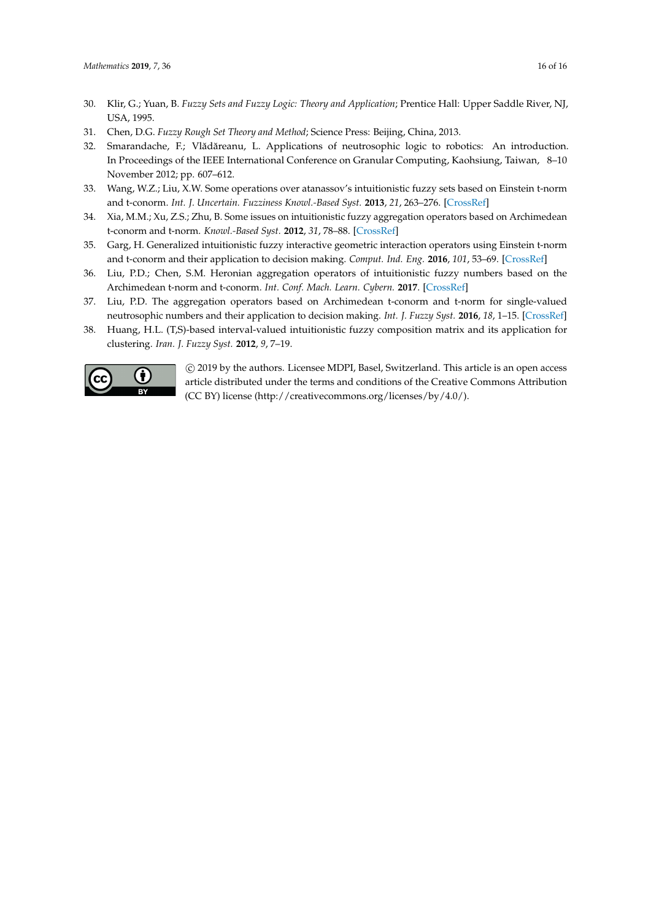30. Klir, G.; Yuan, B. *Fuzzy Sets and Fuzzy Logic: Theory and Application*; Prentice Hall: Upper Saddle River, NJ, USA, 1995.
31. Chen, D.G. *Fuzzy Rough Set Theory and Method*; Science Press: Beijing, China, 2013.
32. Smarandache, F.; Vlădăreanu, L. Applications of neutrosophic logic to robotics: An introduction. In Proceedings of the IEEE International Conference on Granular Computing, Kaohsiung, Taiwan, 8–10 November 2012; pp. 607–612.
33. Wang, W.Z.; Liu, X.W. Some operations over atanassov's intuitionistic fuzzy sets based on Einstein t-norm and t-conorm. *Int. J. Uncertain. Fuzziness Knowl.-Based Syst.* **2013**, *21*, 263–276. [CrossRef]
34. Xia, M.M.; Xu, Z.S.; Zhu, B. Some issues on intuitionistic fuzzy aggregation operators based on Archimedean t-conorm and t-norm. *Knowl.-Based Syst.* **2012**, *31*, 78–88. [CrossRef]
35. Garg, H. Generalized intuitionistic fuzzy interactive geometric interaction operators using Einstein t-norm and t-conorm and their application to decision making. *Comput. Ind. Eng.* **2016**, *101*, 53–69. [CrossRef]
36. Liu, P.D.; Chen, S.M. Heronian aggregation operators of intuitionistic fuzzy numbers based on the Archimedean t-norm and t-conorm. *Int. Conf. Mach. Learn. Cybern.* **2017**. [CrossRef]
37. Liu, P.D. The aggregation operators based on Archimedean t-conorm and t-norm for single-valued neutrosophic numbers and their application to decision making. *Int. J. Fuzzy Syst.* **2016**, *18*, 1–15. [CrossRef]
38. Huang, H.L. (T,S)-based interval-valued intuitionistic fuzzy composition matrix and its application for clustering. *Iran. J. Fuzzy Syst.* **2012**, *9*, 7–19.

© 2019 by the authors. Licensee MDPI, Basel, Switzerland. This article is an open access article distributed under the terms and conditions of the Creative Commons Attribution (CC BY) license (http://creativecommons.org/licenses/by/4.0/).